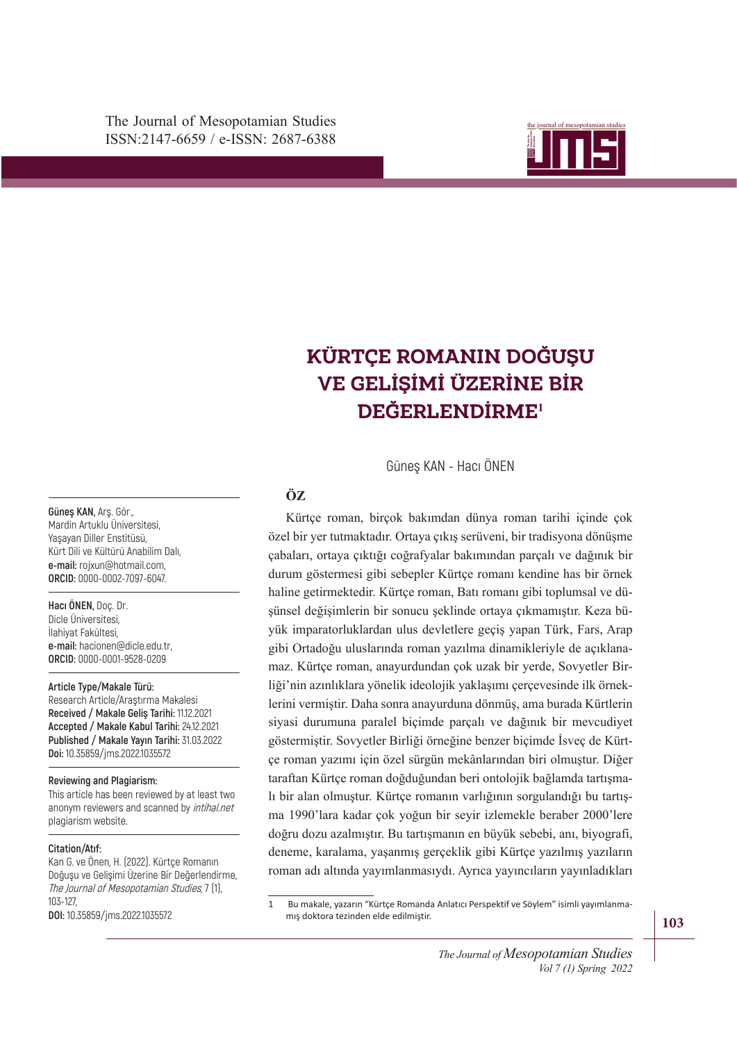The Journal of Mesopotamian Studies
ISSN:2147-6659 / e-ISSN: 2687-6388

# KÜRTÇE ROMANIN DOĞUŞU VE GELİŞİMİ ÜZERİNE BİR DEĞERLENDİRME[1]

Güneş KAN - Hacı ÖNEN

**Güneş KAN,** Arş. Gör., Mardin Artuklu Üniversitesi, Yaşayan Diller Enstitüsü, Kürt Dili ve Kültürü Anabilim Dalı, **e-mail:** rojxun@hotmail.com, **ORCID:** 0000-0002-7097-6047.

**Hacı ÖNEN,** Doç. Dr. Dicle Üniversitesi, İlahiyat Fakültesi, **e-mail:** hacionen@dicle.edu.tr, **ORCID:** 0000-0001-9528-0209

**Article Type/Makale Türü:** Research Article/Araştırma Makalesi
**Received / Makale Geliş Tarihi:** 11.12.2021
**Accepted / Makale Kabul Tarihi:** 24.12.2021
**Published / Makale Yayın Tarihi:** 31.03.2022
**Doi:** 10.35859/jms.2022.1035572

**Reviewing and Plagiarism:**
This article has been reviewed by at least two anonym reviewers and scanned by *intihal.net* plagiarism website.

**Citation/Atıf:**
Kan G. ve Önen, H. (2022). Kürtçe Romanın Doğuşu ve Gelişimi Üzerine Bir Değerlendirme, *The Journal of Mesopotamian Studies*, 7 (1), 103-127,
**DOI:** 10.35859/jms.2022.1035572

## ÖZ

Kürtçe roman, birçok bakımdan dünya roman tarihi içinde çok özel bir yer tutmaktadır. Ortaya çıkış serüveni, bir tradisyona dönüşme çabaları, ortaya çıktığı coğrafyalar bakımından parçalı ve dağınık bir durum göstermesi gibi sebepler Kürtçe romanı kendine has bir örnek haline getirmektedir. Kürtçe roman, Batı romanı gibi toplumsal ve düşünsel değişimlerin bir sonucu şeklinde ortaya çıkmamıştır. Keza büyük imparatorluklardan ulus devletlere geçiş yapan Türk, Fars, Arap gibi Ortadoğu uluslarında roman yazılma dinamikleriyle de açıklanamaz. Kürtçe roman, anayurdundan çok uzak bir yerde, Sovyetler Birliği'nin azınlıklara yönelik ideolojik yaklaşımı çerçevesinde ilk örneklerini vermiştir. Daha sonra anayurduna dönmüş, ama burada Kürtlerin siyasi durumuna paralel biçimde parçalı ve dağınık bir mevcudiyet göstermiştir. Sovyetler Birliği örneğine benzer biçimde İsveç de Kürtçe roman yazımı için özel sürgün mekânlarından biri olmuştur. Diğer taraftan Kürtçe roman doğduğundan beri ontolojik bağlamda tartışmalı bir alan olmuştur. Kürtçe romanın varlığının sorgulandığı bu tartışma 1990'lara kadar çok yoğun bir seyir izlemekle beraber 2000'lere doğru dozu azalmıştır. Bu tartışmanın en büyük sebebi, anı, biyografi, deneme, karalama, yaşanmış gerçeklik gibi Kürtçe yazılmış yazıların roman adı altında yayımlanmasıydı. Ayrıca yayıncıların yayınladıkları

---

1 Bu makale, yazarın "Kürtçe Romanda Anlatıcı Perspektif ve Söylem" isimli yayımlanmamış doktora tezinden elde edilmiştir.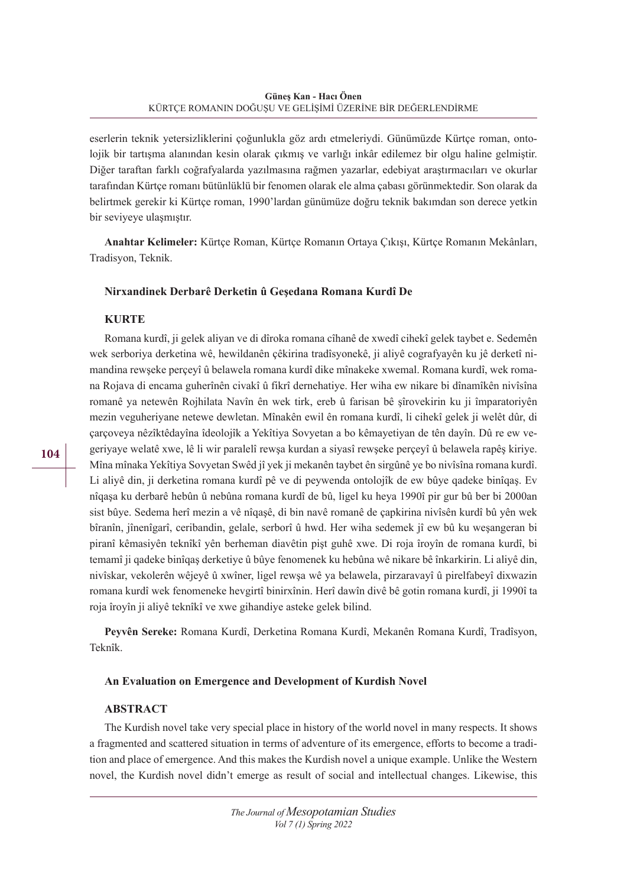eserlerin teknik yetersizliklerini çoğunlukla göz ardı etmeleriydi. Günümüzde Kürtçe roman, ontolojik bir tartışma alanından kesin olarak çıkmış ve varlığı inkâr edilemez bir olgu haline gelmiştir. Diğer taraftan farklı coğrafyalarda yazılmasına rağmen yazarlar, edebiyat araştırmacıları ve okurlar tarafından Kürtçe romanı bütünlüklü bir fenomen olarak ele alma çabası görünmektedir. Son olarak da belirtmek gerekir ki Kürtçe roman, 1990'lardan günümüze doğru teknik bakımdan son derece yetkin bir seviyeye ulaşmıştır.

**Anahtar Kelimeler:** Kürtçe Roman, Kürtçe Romanın Ortaya Çıkışı, Kürtçe Romanın Mekânları, Tradisyon, Teknik.

### Nirxandinek Derbarê Derketin û Geşedana Romana Kurdî De

#### KURTE

Romana kurdî, ji gelek aliyan ve di dîroka romana cîhanê de xwedî cihekî gelek taybet e. Sedemên wek serboriya derketina wê, hewildanên çêkirina tradîsyonekê, ji aliyê cografyayên ku jê derketî nimandina rewşeke perçeyî û belawela romana kurdî dike mînakeke xwemal. Romana kurdî, wek romana Rojava di encama guherînên civakî û fikrî dernehatiye. Her wiha ew nikare bi dînamîkên nivîsîna romanê ya netewên Rojhilata Navîn ên wek tirk, ereb û farisan bê şîrovekirin ku ji împaratoriyên mezin veguheriyane netewe dewletan. Mînakên ewil ên romana kurdî, li cihekî gelek ji welêt dûr, di çarçoveya nêzîktêdayîna îdeolojîk a Yekîtiya Sovyetan a bo kêmayetiyan de tên dayîn. Dû re ew vegeriyaye welatê xwe, lê li wir paralelî rewşa kurdan a siyasî rewşeke perçeyî û belawela rapêş kiriye. Mîna mînaka Yekîtiya Sovyetan Swêd jî yek ji mekanên taybet ên sirgûnê ye bo nivîsîna romana kurdî. Li aliyê din, ji derketina romana kurdî pê ve di peywenda ontolojîk de ew bûye qadeke binîqaş. Ev nîqaşa ku derbarê hebûn û nebûna romana kurdî de bû, ligel ku heya 1990î pir gur bû ber bi 2000an sist bûye. Sedema herî mezin a vê nîqaşê, di bin navê romanê de çapkirina nivîsên kurdî bû yên wek bîranîn, jînenîgarî, ceribandin, gelale, serborî û hwd. Her wiha sedemek jî ew bû ku weşangeran bi piranî kêmasiyên teknîkî yên berheman diavêtin pişt guhê xwe. Di roja îroyîn de romana kurdî, bi temamî ji qadeke binîqaş derketiye û bûye fenomenek ku hebûna wê nikare bê înkarkirin. Li aliyê din, nivîskar, vekolerên wêjeyê û xwîner, ligel rewşa wê ya belawela, pirzaravayî û pirelfabeyî dixwazin romana kurdî wek fenomeneke hevgirtî binirxînin. Herî dawîn divê bê gotin romana kurdî, ji 1990î ta roja îroyîn ji aliyê teknîkî ve xwe gihandiye asteke gelek bilind.

**Peyvên Sereke:** Romana Kurdî, Derketina Romana Kurdî, Mekanên Romana Kurdî, Tradîsyon, Teknîk.

### An Evaluation on Emergence and Development of Kurdish Novel

#### ABSTRACT

The Kurdish novel take very special place in history of the world novel in many respects. It shows a fragmented and scattered situation in terms of adventure of its emergence, efforts to become a tradition and place of emergence. And this makes the Kurdish novel a unique example. Unlike the Western novel, the Kurdish novel didn't emerge as result of social and intellectual changes. Likewise, this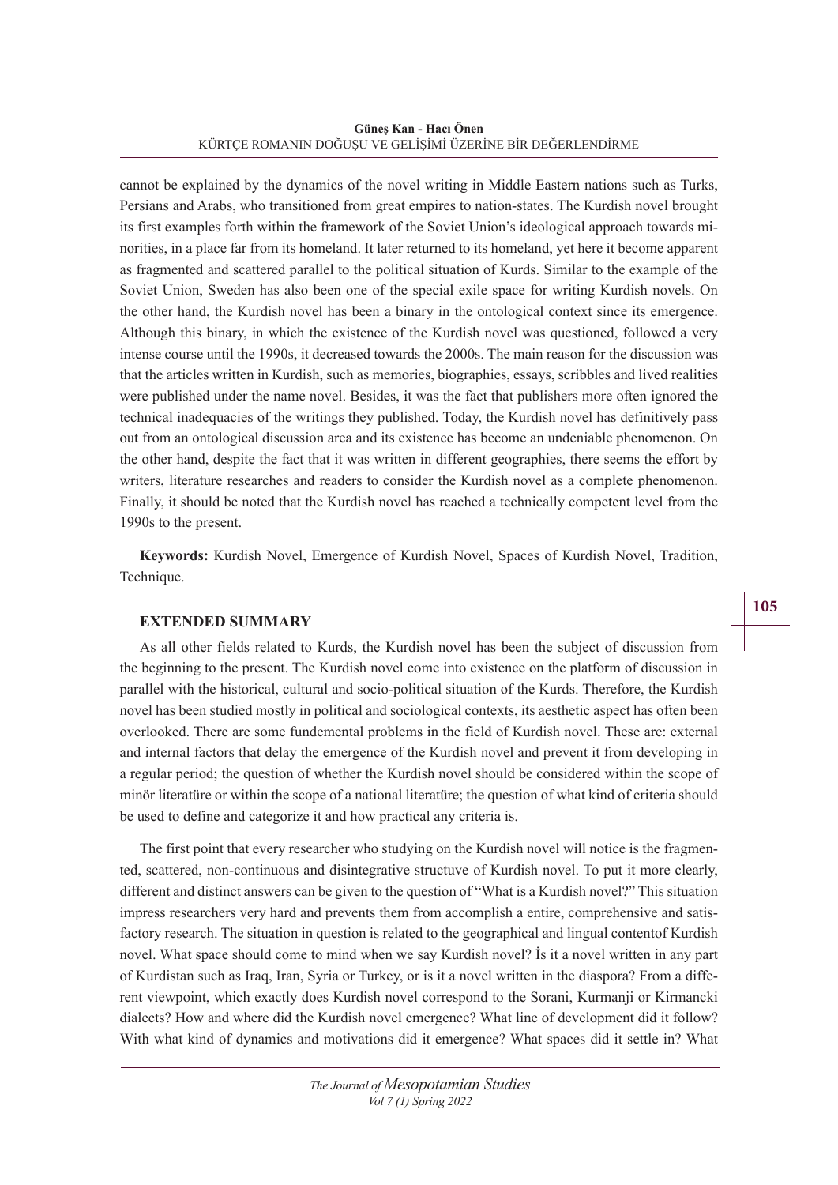cannot be explained by the dynamics of the novel writing in Middle Eastern nations such as Turks, Persians and Arabs, who transitioned from great empires to nation-states. The Kurdish novel brought its first examples forth within the framework of the Soviet Union's ideological approach towards minorities, in a place far from its homeland. It later returned to its homeland, yet here it become apparent as fragmented and scattered parallel to the political situation of Kurds. Similar to the example of the Soviet Union, Sweden has also been one of the special exile space for writing Kurdish novels. On the other hand, the Kurdish novel has been a binary in the ontological context since its emergence. Although this binary, in which the existence of the Kurdish novel was questioned, followed a very intense course until the 1990s, it decreased towards the 2000s. The main reason for the discussion was that the articles written in Kurdish, such as memories, biographies, essays, scribbles and lived realities were published under the name novel. Besides, it was the fact that publishers more often ignored the technical inadequacies of the writings they published. Today, the Kurdish novel has definitively pass out from an ontological discussion area and its existence has become an undeniable phenomenon. On the other hand, despite the fact that it was written in different geographies, there seems the effort by writers, literature researches and readers to consider the Kurdish novel as a complete phenomenon. Finally, it should be noted that the Kurdish novel has reached a technically competent level from the 1990s to the present.

**Keywords:** Kurdish Novel, Emergence of Kurdish Novel, Spaces of Kurdish Novel, Tradition, Technique.

## EXTENDED SUMMARY

As all other fields related to Kurds, the Kurdish novel has been the subject of discussion from the beginning to the present. The Kurdish novel come into existence on the platform of discussion in parallel with the historical, cultural and socio-political situation of the Kurds. Therefore, the Kurdish novel has been studied mostly in political and sociological contexts, its aesthetic aspect has often been overlooked. There are some fundemental problems in the field of Kurdish novel. These are: external and internal factors that delay the emergence of the Kurdish novel and prevent it from developing in a regular period; the question of whether the Kurdish novel should be considered within the scope of minör literatüre or within the scope of a national literatüre; the question of what kind of criteria should be used to define and categorize it and how practical any criteria is.

The first point that every researcher who studying on the Kurdish novel will notice is the fragmented, scattered, non-continuous and disintegrative structuve of Kurdish novel. To put it more clearly, different and distinct answers can be given to the question of "What is a Kurdish novel?" This situation impress researchers very hard and prevents them from accomplish a entire, comprehensive and satisfactory research. The situation in question is related to the geographical and lingual contentof Kurdish novel. What space should come to mind when we say Kurdish novel? İs it a novel written in any part of Kurdistan such as Iraq, Iran, Syria or Turkey, or is it a novel written in the diaspora? From a different viewpoint, which exactly does Kurdish novel correspond to the Sorani, Kurmanji or Kirmancki dialects? How and where did the Kurdish novel emergence? What line of development did it follow? With what kind of dynamics and motivations did it emergence? What spaces did it settle in? What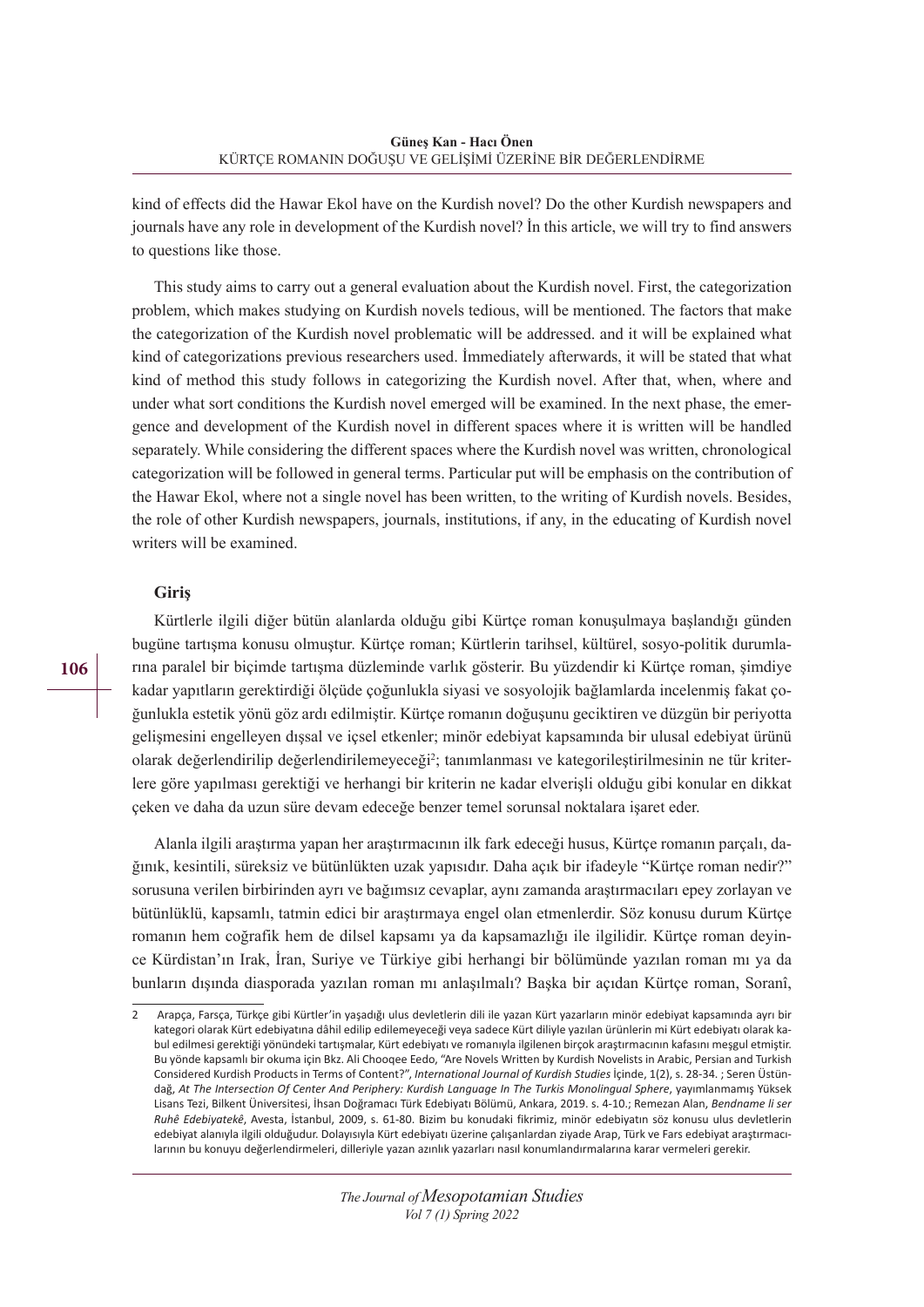kind of effects did the Hawar Ekol have on the Kurdish novel? Do the other Kurdish newspapers and journals have any role in development of the Kurdish novel? İn this article, we will try to find answers to questions like those.

This study aims to carry out a general evaluation about the Kurdish novel. First, the categorization problem, which makes studying on Kurdish novels tedious, will be mentioned. The factors that make the categorization of the Kurdish novel problematic will be addressed. and it will be explained what kind of categorizations previous researchers used. İmmediately afterwards, it will be stated that what kind of method this study follows in categorizing the Kurdish novel. After that, when, where and under what sort conditions the Kurdish novel emerged will be examined. In the next phase, the emergence and development of the Kurdish novel in different spaces where it is written will be handled separately. While considering the different spaces where the Kurdish novel was written, chronological categorization will be followed in general terms. Particular put will be emphasis on the contribution of the Hawar Ekol, where not a single novel has been written, to the writing of Kurdish novels. Besides, the role of other Kurdish newspapers, journals, institutions, if any, in the educating of Kurdish novel writers will be examined.

## Giriş

Kürtlerle ilgili diğer bütün alanlarda olduğu gibi Kürtçe roman konuşulmaya başlandığı günden bugüne tartışma konusu olmuştur. Kürtçe roman; Kürtlerin tarihsel, kültürel, sosyo-politik durumlarına paralel bir biçimde tartışma düzleminde varlık gösterir. Bu yüzdendir ki Kürtçe roman, şimdiye kadar yapıtların gerektirdiği ölçüde çoğunlukla siyasi ve sosyolojik bağlamlarda incelenmiş fakat çoğunlukla estetik yönü göz ardı edilmiştir. Kürtçe romanın doğuşunu geciktiren ve düzgün bir periyotta gelişmesini engelleyen dışsal ve içsel etkenler; minör edebiyat kapsamında bir ulusal edebiyat ürünü olarak değerlendirilip değerlendirilemeyeceği[2]; tanımlanması ve kategorileştirilmesinin ne tür kriterlere göre yapılması gerektiği ve herhangi bir kriterin ne kadar elverişli olduğu gibi konular en dikkat çeken ve daha da uzun süre devam edeceğe benzer temel sorunsal noktalara işaret eder.

Alanla ilgili araştırma yapan her araştırmacının ilk fark edeceği husus, Kürtçe romanın parçalı, dağınık, kesintili, süreksiz ve bütünlükten uzak yapısıdır. Daha açık bir ifadeyle "Kürtçe roman nedir?" sorusuna verilen birbirinden ayrı ve bağımsız cevaplar, aynı zamanda araştırmacıları epey zorlayan ve bütünlüklü, kapsamlı, tatmin edici bir araştırmaya engel olan etmenlerdir. Söz konusu durum Kürtçe romanın hem coğrafik hem de dilsel kapsamı ya da kapsamazlığı ile ilgilidir. Kürtçe roman deyince Kürdistan'ın Irak, İran, Suriye ve Türkiye gibi herhangi bir bölümünde yazılan roman mı ya da bunların dışında diasporada yazılan roman mı anlaşılmalı? Başka bir açıdan Kürtçe roman, Soranî,

---

2 Arapça, Farsça, Türkçe gibi Kürtler'in yaşadığı ulus devletlerin dili ile yazan Kürt yazarların minör edebiyat kapsamında ayrı bir kategori olarak Kürt edebiyatına dâhil edilip edilemeyeceği veya sadece Kürt diliyle yazılan ürünlerin mi Kürt edebiyatı olarak kabul edilmesi gerektiği yönündeki tartışmalar, Kürt edebiyatı ve romanıyla ilgilenen birçok araştırmacının kafasını meşgul etmiştir. Bu yönde kapsamlı bir okuma için Bkz. Ali Chooqee Eedo, "Are Novels Written by Kurdish Novelists in Arabic, Persian and Turkish Considered Kurdish Products in Terms of Content?", *International Journal of Kurdish Studies* İçinde, 1(2), s. 28-34. ; Seren Üstündağ, *At The Intersection Of Center And Periphery: Kurdish Language In The Turkis Monolingual Sphere*, yayımlanmamış Yüksek Lisans Tezi, Bilkent Üniversitesi, İhsan Doğramacı Türk Edebiyatı Bölümü, Ankara, 2019. s. 4-10.; Remezan Alan, *Bendname li ser Ruhê Edebiyatekê*, Avesta, İstanbul, 2009, s. 61-80. Bizim bu konudaki fikrimiz, minör edebiyatın söz konusu devletlerin edebiyat alanıyla ilgili olduğudur. Dolayısıyla Kürt edebiyatı üzerine çalışanlardan ziyade Arap, Türk ve Fars edebiyat araştırmacılarının bu konuyu değerlendirmeleri, dilleriyle yazan azınlık yazarları nasıl konumlandırmalarına karar vermeleri gerekir.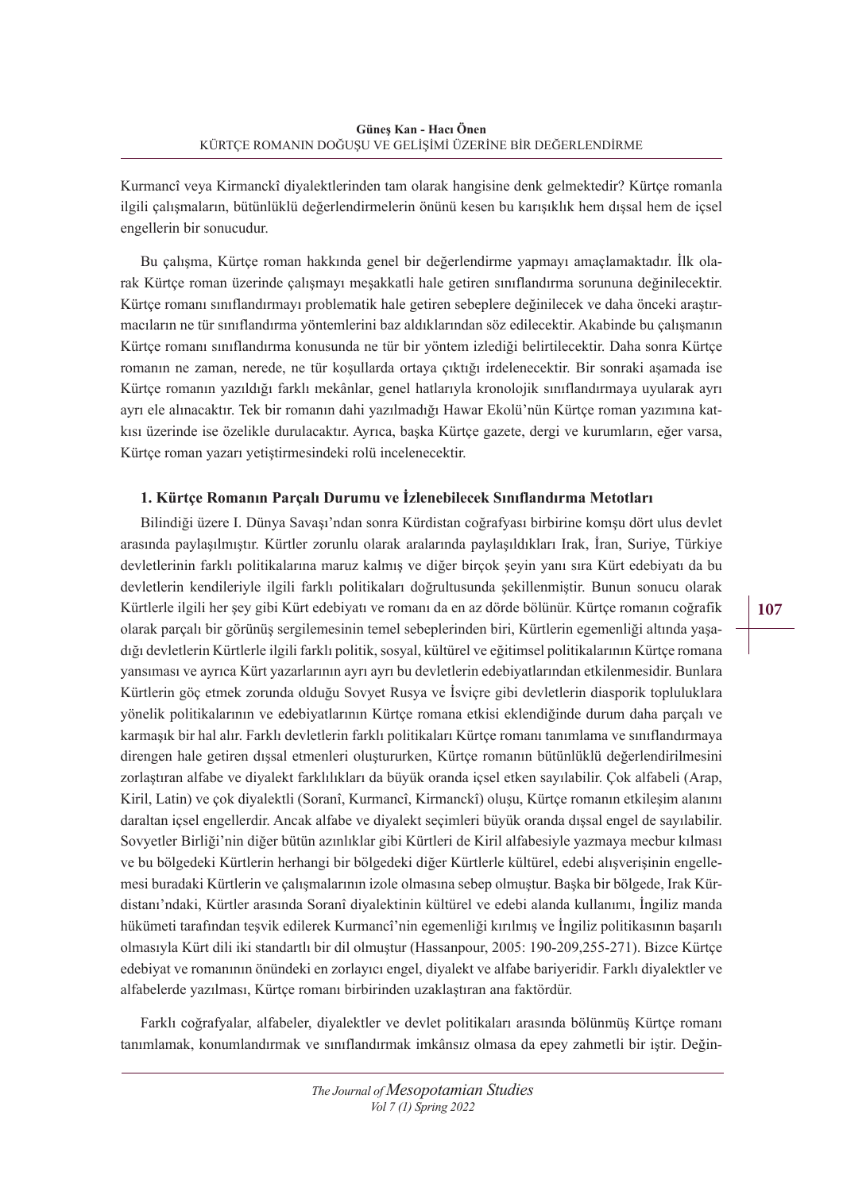Kurmancî veya Kirmanckî diyalektlerinden tam olarak hangisine denk gelmektedir? Kürtçe romanla ilgili çalışmaların, bütünlüklü değerlendirmelerin önünü kesen bu karışıklık hem dışsal hem de içsel engellerin bir sonucudur.

Bu çalışma, Kürtçe roman hakkında genel bir değerlendirme yapmayı amaçlamaktadır. İlk olarak Kürtçe roman üzerinde çalışmayı meşakkatli hale getiren sınıflandırma sorununa değinilecektir. Kürtçe romanı sınıflandırmayı problematik hale getiren sebeplere değinilecek ve daha önceki araştırmacıların ne tür sınıflandırma yöntemlerini baz aldıklarından söz edilecektir. Akabinde bu çalışmanın Kürtçe romanı sınıflandırma konusunda ne tür bir yöntem izlediği belirtilecektir. Daha sonra Kürtçe romanın ne zaman, nerede, ne tür koşullarda ortaya çıktığı irdelenecektir. Bir sonraki aşamada ise Kürtçe romanın yazıldığı farklı mekânlar, genel hatlarıyla kronolojik sınıflandırmaya uyularak ayrı ayrı ele alınacaktır. Tek bir romanın dahi yazılmadığı Hawar Ekolü'nün Kürtçe roman yazımına katkısı üzerinde ise özelikle durulacaktır. Ayrıca, başka Kürtçe gazete, dergi ve kurumların, eğer varsa, Kürtçe roman yazarı yetiştirmesindeki rolü incelenecektir.

### 1. Kürtçe Romanın Parçalı Durumu ve İzlenebilecek Sınıflandırma Metotları

Bilindiği üzere I. Dünya Savaşı'ndan sonra Kürdistan coğrafyası birbirine komşu dört ulus devlet arasında paylaşılmıştır. Kürtler zorunlu olarak aralarında paylaşıldıkları Irak, İran, Suriye, Türkiye devletlerinin farklı politikalarına maruz kalmış ve diğer birçok şeyin yanı sıra Kürt edebiyatı da bu devletlerin kendileriyle ilgili farklı politikaları doğrultusunda şekillenmiştir. Bunun sonucu olarak Kürtlerle ilgili her şey gibi Kürt edebiyatı ve romanı da en az dörde bölünür. Kürtçe romanın coğrafik olarak parçalı bir görünüş sergilemesinin temel sebeplerinden biri, Kürtlerin egemenliği altında yaşadığı devletlerin Kürtlerle ilgili farklı politik, sosyal, kültürel ve eğitimsel politikalarının Kürtçe romana yansıması ve ayrıca Kürt yazarlarının ayrı ayrı bu devletlerin edebiyatlarından etkilenmesidir. Bunlara Kürtlerin göç etmek zorunda olduğu Sovyet Rusya ve İsviçre gibi devletlerin diasporik topluluklara yönelik politikalarının ve edebiyatlarının Kürtçe romana etkisi eklendiğinde durum daha parçalı ve karmaşık bir hal alır. Farklı devletlerin farklı politikaları Kürtçe romanı tanımlama ve sınıflandırmaya direngen hale getiren dışsal etmenleri oluştururken, Kürtçe romanın bütünlüklü değerlendirilmesini zorlaştıran alfabe ve diyalekt farklılıkları da büyük oranda içsel etken sayılabilir. Çok alfabeli (Arap, Kiril, Latin) ve çok diyalektli (Soranî, Kurmancî, Kirmanckî) oluşu, Kürtçe romanın etkileşim alanını daraltan içsel engellerdir. Ancak alfabe ve diyalekt seçimleri büyük oranda dışsal engel de sayılabilir. Sovyetler Birliği'nin diğer bütün azınlıklar gibi Kürtleri de Kiril alfabesiyle yazmaya mecbur kılması ve bu bölgedeki Kürtlerin herhangi bir bölgedeki diğer Kürtlerle kültürel, edebi alışverişinin engellemesi buradaki Kürtlerin ve çalışmalarının izole olmasına sebep olmuştur. Başka bir bölgede, Irak Kürdistanı'ndaki, Kürtler arasında Soranî diyalektinin kültürel ve edebi alanda kullanımı, İngiliz manda hükümeti tarafından teşvik edilerek Kurmancî'nin egemenliği kırılmış ve İngiliz politikasının başarılı olmasıyla Kürt dili iki standartlı bir dil olmuştur (Hassanpour, 2005: 190-209,255-271). Bizce Kürtçe edebiyat ve romanının önündeki en zorlayıcı engel, diyalekt ve alfabe bariyeridir. Farklı diyalektler ve alfabelerde yazılması, Kürtçe romanı birbirinden uzaklaştıran ana faktördür.

Farklı coğrafyalar, alfabeler, diyalektler ve devlet politikaları arasında bölünmüş Kürtçe romanı tanımlamak, konumlandırmak ve sınıflandırmak imkânsız olmasa da epey zahmetli bir iştir. Değin-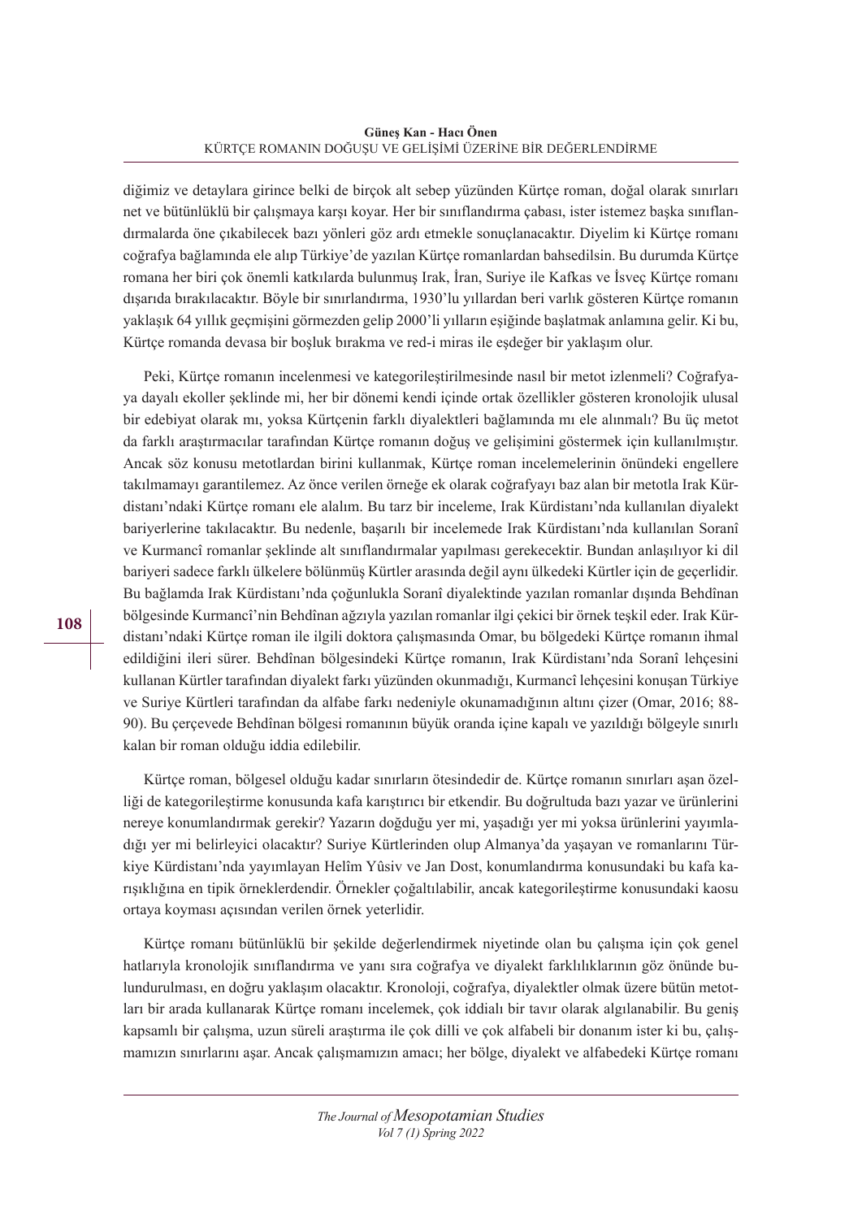diğimiz ve detaylara girince belki de birçok alt sebep yüzünden Kürtçe roman, doğal olarak sınırları net ve bütünlüklü bir çalışmaya karşı koyar. Her bir sınıflandırma çabası, ister istemez başka sınıflandırmalarda öne çıkabilecek bazı yönleri göz ardı etmekle sonuçlanacaktır. Diyelim ki Kürtçe romanı coğrafya bağlamında ele alıp Türkiye'de yazılan Kürtçe romanlardan bahsedilsin. Bu durumda Kürtçe romana her biri çok önemli katkılarda bulunmuş Irak, İran, Suriye ile Kafkas ve İsveç Kürtçe romanı dışarıda bırakılacaktır. Böyle bir sınırlandırma, 1930'lu yıllardan beri varlık gösteren Kürtçe romanın yaklaşık 64 yıllık geçmişini görmezden gelip 2000'li yılların eşiğinde başlatmak anlamına gelir. Ki bu, Kürtçe romanda devasa bir boşluk bırakma ve red-i miras ile eşdeğer bir yaklaşım olur.

Peki, Kürtçe romanın incelenmesi ve kategorileştirilmesinde nasıl bir metot izlenmeli? Coğrafyaya dayalı ekoller şeklinde mi, her bir dönemi kendi içinde ortak özellikler gösteren kronolojik ulusal bir edebiyat olarak mı, yoksa Kürtçenin farklı diyalektleri bağlamında mı ele alınmalı? Bu üç metot da farklı araştırmacılar tarafından Kürtçe romanın doğuş ve gelişimini göstermek için kullanılmıştır. Ancak söz konusu metotlardan birini kullanmak, Kürtçe roman incelemelerinin önündeki engellere takılmamayı garantilemez. Az önce verilen örneğe ek olarak coğrafyayı baz alan bir metotla Irak Kürdistanı'ndaki Kürtçe romanı ele alalım. Bu tarz bir inceleme, Irak Kürdistanı'nda kullanılan diyalekt bariyerlerine takılacaktır. Bu nedenle, başarılı bir incelemede Irak Kürdistanı'nda kullanılan Soranî ve Kurmancî romanlar şeklinde alt sınıflandırmalar yapılması gerekecektir. Bundan anlaşılıyor ki dil bariyeri sadece farklı ülkelere bölünmüş Kürtler arasında değil aynı ülkedeki Kürtler için de geçerlidir. Bu bağlamda Irak Kürdistanı'nda çoğunlukla Soranî diyalektinde yazılan romanlar dışında Behdînan bölgesinde Kurmancî'nin Behdînan ağzıyla yazılan romanlar ilgi çekici bir örnek teşkil eder. Irak Kürdistanı'ndaki Kürtçe roman ile ilgili doktora çalışmasında Omar, bu bölgedeki Kürtçe romanın ihmal edildiğini ileri sürer. Behdînan bölgesindeki Kürtçe romanın, Irak Kürdistanı'nda Soranî lehçesini kullanan Kürtler tarafından diyalekt farkı yüzünden okunmadığı, Kurmancî lehçesini konuşan Türkiye ve Suriye Kürtleri tarafından da alfabe farkı nedeniyle okunamadığının altını çizer (Omar, 2016; 88-90). Bu çerçevede Behdînan bölgesi romanının büyük oranda içine kapalı ve yazıldığı bölgeyle sınırlı kalan bir roman olduğu iddia edilebilir.

Kürtçe roman, bölgesel olduğu kadar sınırların ötesindedir de. Kürtçe romanın sınırları aşan özelliği de kategorileştirme konusunda kafa karıştırıcı bir etkendir. Bu doğrultuda bazı yazar ve ürünlerini nereye konumlandırmak gerekir? Yazarın doğduğu yer mi, yaşadığı yer mi yoksa ürünlerini yayımladığı yer mi belirleyici olacaktır? Suriye Kürtlerinden olup Almanya'da yaşayan ve romanlarını Türkiye Kürdistanı'nda yayımlayan Helîm Yûsiv ve Jan Dost, konumlandırma konusundaki bu kafa karışıklığına en tipik örneklerdendir. Örnekler çoğaltılabilir, ancak kategorileştirme konusundaki kaosu ortaya koyması açısından verilen örnek yeterlidir.

Kürtçe romanı bütünlüklü bir şekilde değerlendirmek niyetinde olan bu çalışma için çok genel hatlarıyla kronolojik sınıflandırma ve yanı sıra coğrafya ve diyalekt farklılıklarının göz önünde bulundurulması, en doğru yaklaşım olacaktır. Kronoloji, coğrafya, diyalektler olmak üzere bütün metotları bir arada kullanarak Kürtçe romanı incelemek, çok iddialı bir tavır olarak algılanabilir. Bu geniş kapsamlı bir çalışma, uzun süreli araştırma ile çok dilli ve çok alfabeli bir donanım ister ki bu, çalışmamızın sınırlarını aşar. Ancak çalışmamızın amacı; her bölge, diyalekt ve alfabedeki Kürtçe romanı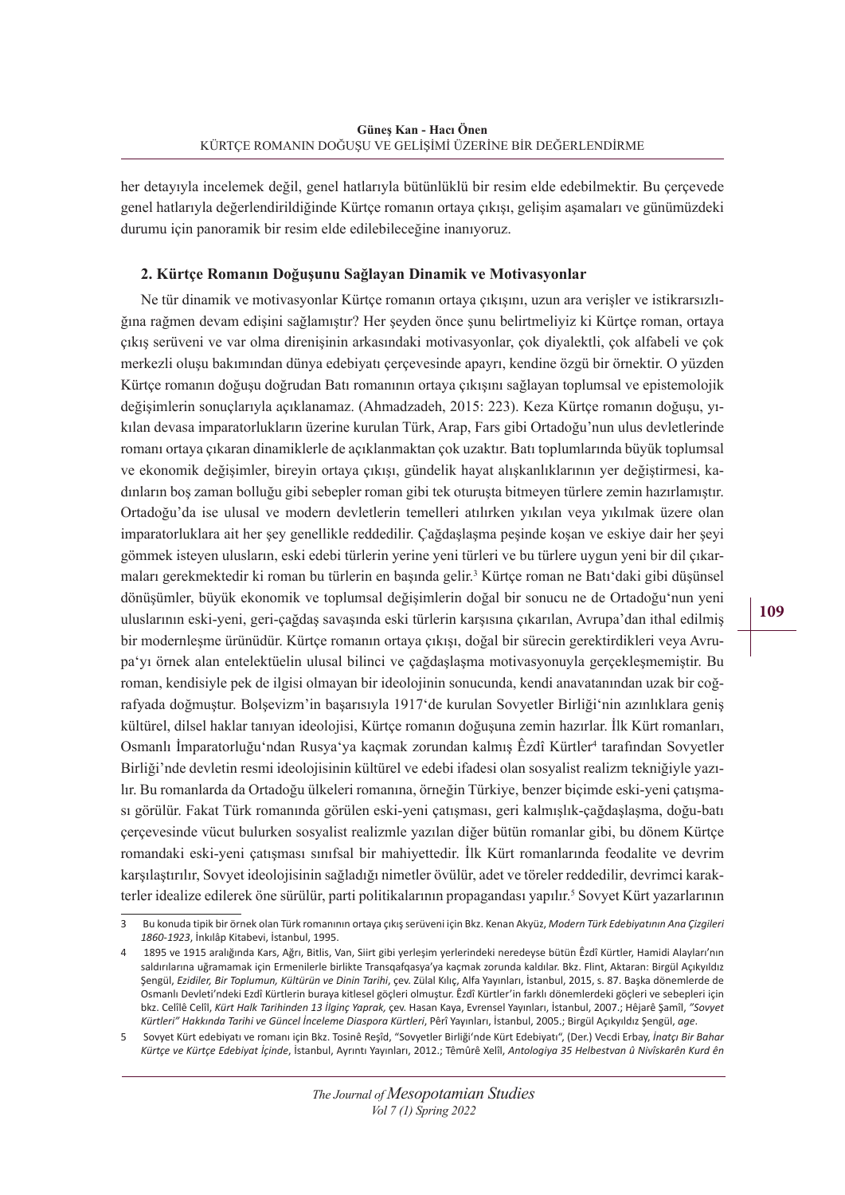her detayıyla incelemek değil, genel hatlarıyla bütünlüklü bir resim elde edebilmektir. Bu çerçevede genel hatlarıyla değerlendirildiğinde Kürtçe romanın ortaya çıkışı, gelişim aşamaları ve günümüzdeki durumu için panoramik bir resim elde edilebileceğine inanıyoruz.

## 2. Kürtçe Romanın Doğuşunu Sağlayan Dinamik ve Motivasyonlar

Ne tür dinamik ve motivasyonlar Kürtçe romanın ortaya çıkışını, uzun ara verişler ve istikrarsızlığına rağmen devam edişini sağlamıştır? Her şeyden önce şunu belirtmeliyiz ki Kürtçe roman, ortaya çıkış serüveni ve var olma direnişinin arkasındaki motivasyonlar, çok diyalektli, çok alfabeli ve çok merkezli oluşu bakımından dünya edebiyatı çerçevesinde apayrı, kendine özgü bir örnektir. O yüzden Kürtçe romanın doğuşu doğrudan Batı romanının ortaya çıkışını sağlayan toplumsal ve epistemolojik değişimlerin sonuçlarıyla açıklanamaz. (Ahmadzadeh, 2015: 223). Keza Kürtçe romanın doğuşu, yıkılan devasa imparatorlukların üzerine kurulan Türk, Arap, Fars gibi Ortadoğu'nun ulus devletlerinde romanı ortaya çıkaran dinamiklerle de açıklanmaktan çok uzaktır. Batı toplumlarında büyük toplumsal ve ekonomik değişimler, bireyin ortaya çıkışı, gündelik hayat alışkanlıklarının yer değiştirmesi, kadınların boş zaman bolluğu gibi sebepler roman gibi tek oturuşta bitmeyen türlere zemin hazırlamıştır. Ortadoğu'da ise ulusal ve modern devletlerin temelleri atılırken yıkılan veya yıkılmak üzere olan imparatorluklara ait her şey genellikle reddedilir. Çağdaşlaşma peşinde koşan ve eskiye dair her şeyi gömmek isteyen ulusların, eski edebi türlerin yerine yeni türleri ve bu türlere uygun yeni bir dil çıkarmaları gerekmektedir ki roman bu türlerin en başında gelir.[3] Kürtçe roman ne Batı'daki gibi düşünsel dönüşümler, büyük ekonomik ve toplumsal değişimlerin doğal bir sonucu ne de Ortadoğu'nun yeni uluslarının eski-yeni, geri-çağdaş savaşında eski türlerin karşısına çıkarılan, Avrupa'dan ithal edilmiş bir modernleşme ürünüdür. Kürtçe romanın ortaya çıkışı, doğal bir sürecin gerektirdikleri veya Avrupa'yı örnek alan entelektüelin ulusal bilinci ve çağdaşlaşma motivasyonuyla gerçekleşmemiştir. Bu roman, kendisiyle pek de ilgisi olmayan bir ideolojinin sonucunda, kendi anavatanından uzak bir coğrafyada doğmuştur. Bolşevizm'in başarısıyla 1917'de kurulan Sovyetler Birliği'nin azınlıklara geniş kültürel, dilsel haklar tanıyan ideolojisi, Kürtçe romanın doğuşuna zemin hazırlar. İlk Kürt romanları, Osmanlı İmparatorluğu'ndan Rusya'ya kaçmak zorundan kalmış Êzdî Kürtler[4] tarafından Sovyetler Birliği'nde devletin resmi ideolojisinin kültürel ve edebi ifadesi olan sosyalist realizm tekniğiyle yazılır. Bu romanlarda da Ortadoğu ülkeleri romanına, örneğin Türkiye, benzer biçimde eski-yeni çatışması görülür. Fakat Türk romanında görülen eski-yeni çatışması, geri kalmışlık-çağdaşlaşma, doğu-batı çerçevesinde vücut bulurken sosyalist realizmle yazılan diğer bütün romanlar gibi, bu dönem Kürtçe romandaki eski-yeni çatışması sınıfsal bir mahiyettedir. İlk Kürt romanlarında feodalite ve devrim karşılaştırılır, Sovyet ideolojisinin sağladığı nimetler övülür, adet ve töreler reddedilir, devrimci karakterler idealize edilerek öne sürülür, parti politikalarının propagandası yapılır.[5] Sovyet Kürt yazarlarının

---

3 Bu konuda tipik bir örnek olan Türk romanının ortaya çıkış serüveni için Bkz. Kenan Akyüz, *Modern Türk Edebiyatının Ana Çizgileri 1860-1923*, İnkılâp Kitabevi, İstanbul, 1995.

4 1895 ve 1915 aralığında Kars, Ağrı, Bitlis, Van, Siirt gibi yerleşim yerlerindeki neredeyse bütün Êzdî Kürtler, Hamidi Alayları'nın saldırılarına uğramamak için Ermenilerle birlikte Transqafqasya'ya kaçmak zorunda kaldılar. Bkz. Flint, Aktaran: Birgül Açıkyıldız Şengül, *Ezidiler, Bir Toplumun, Kültürün ve Dinin Tarihi*, çev. Zülal Kılıç, Alfa Yayınları, İstanbul, 2015, s. 87. Başka dönemlerde de Osmanlı Devleti'ndeki Ezdî Kürtlerin buraya kitlesel göçleri olmuştur. Êzdî Kürtler'in farklı dönemlerdeki göçleri ve sebepleri için bkz. Celîlê Celîl, *Kürt Halk Tarihinden 13 İlginç Yaprak,* çev. Hasan Kaya, Evrensel Yayınları, İstanbul, 2007.; Hêjarê Şamîl, *"Sovyet Kürtleri" Hakkında Tarihi ve Güncel İnceleme Diaspora Kürtleri*, Pêrî Yayınları, İstanbul, 2005.; Birgül Açıkyıldız Şengül, *age*.

5 Sovyet Kürt edebiyatı ve romanı için Bkz. Tosinê Reşîd, "Sovyetler Birliği'nde Kürt Edebiyatı", (Der.) Vecdi Erbay, *İnatçı Bir Bahar Kürtçe ve Kürtçe Edebiyat İçinde*, İstanbul, Ayrıntı Yayınları, 2012.; Têmûrê Xelîl, *Antologiya 35 Helbestvan û Nivîskarên Kurd ên*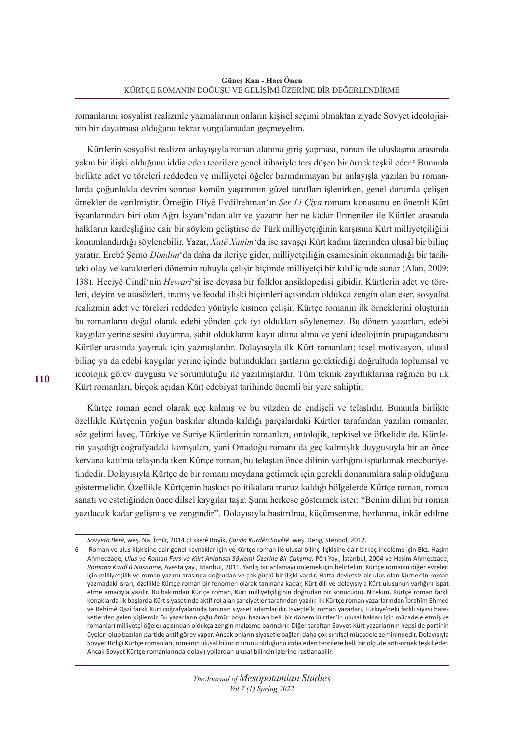romanlarını sosyalist realizmle yazmalarının onların kişisel seçimi olmaktan ziyade Sovyet ideolojisinin bir dayatması olduğunu tekrar vurgulamadan geçmeyelim.

Kürtlerin sosyalist realizm anlayışıyla roman alanına giriş yapması, roman ile uluslaşma arasında yakın bir ilişki olduğunu iddia eden teorilere genel itibariyle ters düşen bir örnek teşkil eder.[6] Bununla birlikte adet ve töreleri reddeden ve milliyetçi öğeler barındırmayan bir anlayışla yazılan bu romanlarda çoğunlukla devrim sonrası komün yaşamının güzel tarafları işlenirken, genel durumla çelişen örnekler de verilmiştir. Örneğin Eliyê Evdilrehman'ın *Şer Li Çiya* romanı konusunu en önemli Kürt isyanlarından biri olan Ağrı İsyanı'ndan alır ve yazarın her ne kadar Ermeniler ile Kürtler arasında halkların kardeşliğine dair bir söylem geliştirse de Türk milliyetçiğinin karşısına Kürt milliyetçiliğini konumlandırdığı söylenebilir. Yazar, *Xatê Xanim*'da ise savaşçı Kürt kadını üzerinden ulusal bir bilinç yaratır. Erebê Şemo *Dimdim*'da daha da ileriye gider, milliyetçiliğin esamesinin okunmadığı bir tarihteki olay ve karakterleri dönemin ruhuyla çelişir biçimde milliyetçi bir kılıf içinde sunar (Alan, 2009: 138). Heciyê Cindî'nin *Hewarî*'si ise devasa bir folklor ansiklopedisi gibidir. Kürtlerin adet ve töreleri, deyim ve atasözleri, inanış ve feodal ilişki biçimleri açısından oldukça zengin olan eser, sosyalist realizmin adet ve töreleri reddeden yönüyle kısmen çelişir. Kürtçe romanın ilk örneklerini oluşturan bu romanların doğal olarak edebi yönden çok iyi oldukları söylenemez. Bu dönem yazarları, edebi kaygılar yerine sesini duyurma, şahit olduklarını kayıt altına alma ve yeni ideolojinin propagandasını Kürtler arasında yaymak için yazmışlardır. Dolayısıyla ilk Kürt romanları; içsel motivasyon, ulusal bilinç ya da edebi kaygılar yerine içinde bulundukları şartların gerektirdiği doğrultuda toplumsal ve ideolojik görev duygusu ve sorumluluğu ile yazılmışlardır. Tüm teknik zayıflıklarına rağmen bu ilk Kürt romanları, birçok açıdan Kürt edebiyat tarihinde önemli bir yere sahiptir.

Kürtçe roman genel olarak geç kalmış ve bu yüzden de endişeli ve telaşlıdır. Bununla birlikte özellikle Kürtçenin yoğun baskılar altında kaldığı parçalardaki Kürtler tarafından yazılan romanlar, söz gelimi İsveç, Türkiye ve Suriye Kürtlerinin romanları, ontolojik, tepkisel ve öfkelidir de. Kürtlerin yaşadığı coğrafyadaki komşuları, yani Ortadoğu romanı da geç kalmışlık duygusuyla bir an önce kervana katılma telaşında iken Kürtçe roman, bu telaştan önce dilinin varlığını ispatlamak mecburiyetindedir. Dolayısıyla Kürtçe de bir romanı meydana getirmek için gerekli donanımlara sahip olduğunu göstermelidir. Özellikle Kürtçenin baskıcı politikalara maruz kaldığı bölgelerde Kürtçe roman, roman sanatı ve estetiğinden önce dilsel kaygılar taşır. Şunu herkese göstermek ister: "Benim dilim bir roman yazılacak kadar gelişmiş ve zengindir". Dolayısıyla bastırılma, küçümsenme, horlanma, inkâr edilme

---

*Sovyeta Berê,* weş. Na, Îzmîr, 2014.; Eskerê Boyîk, *Çanda Kurdên Sovêtê*, weş. Deng, Stenbol, 2012.

6 Roman ve ulus ilişkisine dair genel kaynaklar için ve Kürtçe roman ile ulusal bilinç ilişkisine dair birkaç inceleme için Bkz. Haşim Ahmedzade, *Ulus ve Roman Fars ve Kürt Anlatısal Söylemi Üzerine Bir Çalışma,* Pêrî Yay., İstanbul, 2004 ve Haşim Ahmedzade, *Romana Kurdî û Nasname,* Avesta yay., İstanbul, 2011. Yanlış bir anlamayı önlemek için belirtelim, Kürtçe romanın diğer evreleri için milliyetçilik ve roman yazımı arasında doğrudan ve çok güçlü bir ilişki vardır. Hatta devletsiz bir ulus olan Kürtler'in roman yazmadaki ısrarı, özellikle Kürtçe roman bir fenomen olarak tanınana kadar, Kürt dili ve dolayısıyla Kürt ulusunun varlığını ispat etme amacıyla yazılır. Bu bakımdan Kürtçe roman, Kürt milliyetçiliğinin doğrudan bir sonucudur. Nitekim, Kürtçe roman farklı konaklarda ilk başlarda Kürt siyasetinde aktif rol alan şahsiyetler tarafından yazılır. İlk Kürtçe roman yazarlarından İbrahîm Ehmed ve Rehîmê Qazî farklı Kürt coğrafyalarında tanınan siyaset adamlarıdır. İsveçte'ki roman yazarları, Türkiye'deki farklı siyasi hareketlerden gelen kişilerdir. Bu yazarların çoğu ömür boyu, bazıları belli bir dönem Kürtler'in ulusal hakları için mücadele etmiş ve romanları milliyetçi öğeler açısından oldukça zengin malzeme barındırır. Diğer taraftan Sovyet Kürt yazarlarının hepsi de partinin üyeleri olup bazıları partide aktif görev yapar. Ancak onların siyasetle bağları daha çok sınıfsal mücadele zemînindedir. Dolayısıyla Sovyet Birliği Kürtçe romanları, romanın ulusal bilincin ürünü olduğunu iddia eden teorilere belli bir ölçüde anti-örnek teşkil eder. Ancak Sovyet Kürtçe romanlarında dolaylı yollardan ulusal bilincin izlerine rastlanabilir.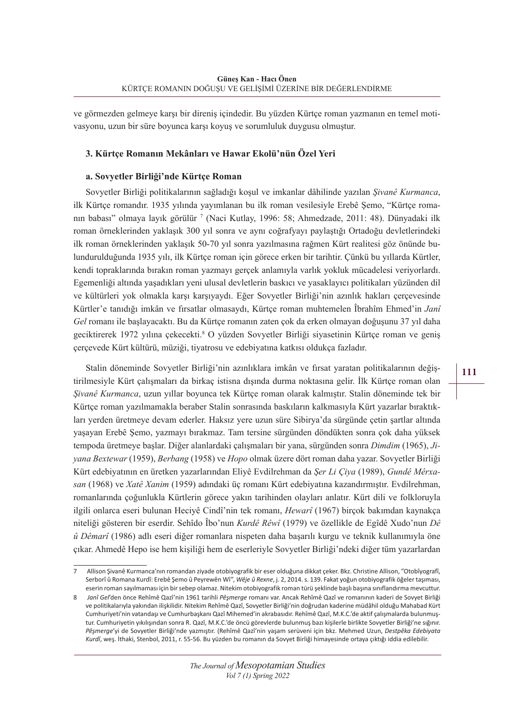ve görmezden gelmeye karşı bir direniş içindedir. Bu yüzden Kürtçe roman yazmanın en temel motivasyonu, uzun bir süre boyunca karşı koyuş ve sorumluluk duygusu olmuştur.

### 3. Kürtçe Romanın Mekânları ve Hawar Ekolü'nün Özel Yeri

#### a. Sovyetler Birliği'nde Kürtçe Roman

Sovyetler Birliği politikalarının sağladığı koşul ve imkanlar dâhilinde yazılan *Şivanê Kurmanca*, ilk Kürtçe romandır. 1935 yılında yayımlanan bu ilk roman vesilesiyle Erebê Şemo, "Kürtçe romanın babası" olmaya layık görülür [7] (Naci Kutlay, 1996: 58; Ahmedzade, 2011: 48). Dünyadaki ilk roman örneklerinden yaklaşık 300 yıl sonra ve aynı coğrafyayı paylaştığı Ortadoğu devletlerindeki ilk roman örneklerinden yaklaşık 50-70 yıl sonra yazılmasına rağmen Kürt realitesi göz önünde bulundurulduğunda 1935 yılı, ilk Kürtçe roman için görece erken bir tarihtir. Çünkü bu yıllarda Kürtler, kendi topraklarında bırakın roman yazmayı gerçek anlamıyla varlık yokluk mücadelesi veriyorlardı. Egemenliği altında yaşadıkları yeni ulusal devletlerin baskıcı ve yasaklayıcı politikaları yüzünden dil ve kültürleri yok olmakla karşı karşıyaydı. Eğer Sovyetler Birliği'nin azınlık hakları çerçevesinde Kürtler'e tanıdığı imkân ve fırsatlar olmasaydı, Kürtçe roman muhtemelen Îbrahîm Ehmed'in *Janî Gel* romanı ile başlayacaktı. Bu da Kürtçe romanın zaten çok da erken olmayan doğuşunu 37 yıl daha geciktirerek 1972 yılına çekecekti.[8] O yüzden Sovyetler Birliği siyasetinin Kürtçe roman ve geniş çerçevede Kürt kültürü, müziği, tiyatrosu ve edebiyatına katkısı oldukça fazladır.

Stalin döneminde Sovyetler Birliği'nin azınlıklara imkân ve fırsat yaratan politikalarının değiştirilmesiyle Kürt çalışmaları da birkaç istisna dışında durma noktasına gelir. İlk Kürtçe roman olan *Şivanê Kurmanca*, uzun yıllar boyunca tek Kürtçe roman olarak kalmıştır. Stalin döneminde tek bir Kürtçe roman yazılmamakla beraber Stalin sonrasında baskıların kalkmasıyla Kürt yazarlar bıraktıkları yerden üretmeye devam ederler. Haksız yere uzun süre Sibirya'da sürgünde çetin şartlar altında yaşayan Erebê Şemo, yazmayı bırakmaz. Tam tersine sürgünden döndükten sonra çok daha yüksek tempoda üretmeye başlar. Diğer alanlardaki çalışmaları bir yana, sürgünden sonra *Dimdim* (1965), *Jiyana Bextewar* (1959), *Berbang* (1958) ve *Hopo* olmak üzere dört roman daha yazar. Sovyetler Birliği Kürt edebiyatının en üretken yazarlarından Eliyê Evdilrehman da *Şer Li Çiya* (1989), *Gundê Mêrxasan* (1968) ve *Xatê Xanim* (1959) adındaki üç romanı Kürt edebiyatına kazandırmıştır. Evdilrehman, romanlarında çoğunlukla Kürtlerin görece yakın tarihinden olayları anlatır. Kürt dili ve folkloruyla ilgili onlarca eseri bulunan Heciyê Cindî'nin tek romanı, *Hewarî* (1967) birçok bakımdan kaynakça niteliği gösteren bir eserdir. Sehîdo Îbo'nun *Kurdê Rêwî* (1979) ve özellikle de Egîdê Xudo'nun *Dê û Dêmarî* (1986) adlı eseri diğer romanlara nispeten daha başarılı kurgu ve teknik kullanımıyla öne çıkar. Ahmedê Hepo ise hem kişiliği hem de eserleriyle Sovyetler Birliği'ndeki diğer tüm yazarlardan

---

[7] Allison Şivanê Kurmanca'nın romandan ziyade otobiyografik bir eser olduğuna dikkat çeker. Bkz. Christine Allison, "Otobîyografî, Serborî û Romana Kurdî: Erebê Şemo û Peyrewên Wî", *Wêje û Rexne*, j. 2, 2014. s. 139. Fakat yoğun otobiyografik öğeler taşıması, eserin roman sayılmaması için bir sebep olamaz. Nitekim otobiyografik roman türü şeklinde başlı başına sınıflandırma mevcuttur.

[8] *Janî Gel*'den önce Rehîmê Qazî'nin 1961 tarihli *Pêşmerge* romanı var. Ancak Rehîmê Qazî ve romanının kaderi de Sovyet Birliği ve politikalarıyla yakından ilişkilidir. Nitekim Rehîmê Qazî, Sovyetler Birliği'nin doğrudan kaderine müdâhil olduğu Mahabad Kürt Cumhuriyeti'nin vatandaşı ve Cumhurbaşkanı Qazî Mihemed'in akrabasıdır. Rehîmê Qazî, M.K.C.'de aktif çalışmalarda bulunmuştur. Cumhuriyetin yıkılışından sonra R. Qazî, M.K.C.'de öncü görevlerde bulunmuş bazı kişilerle birlikte Sovyetler Birliği'ne sığınır. *Pêşmerge*'yi de Sovyetler Birliği'nde yazmıştır. (Rehîmê Qazî'nin yaşam serüveni için bkz. Mehmed Uzun, *Destpêka Edebiyata Kurdî*, weş. İthaki, Stenbol, 2011, r. 55-56. Bu yüzden bu romanın da Sovyet Birliği himayesinde ortaya çıktığı iddia edilebilir.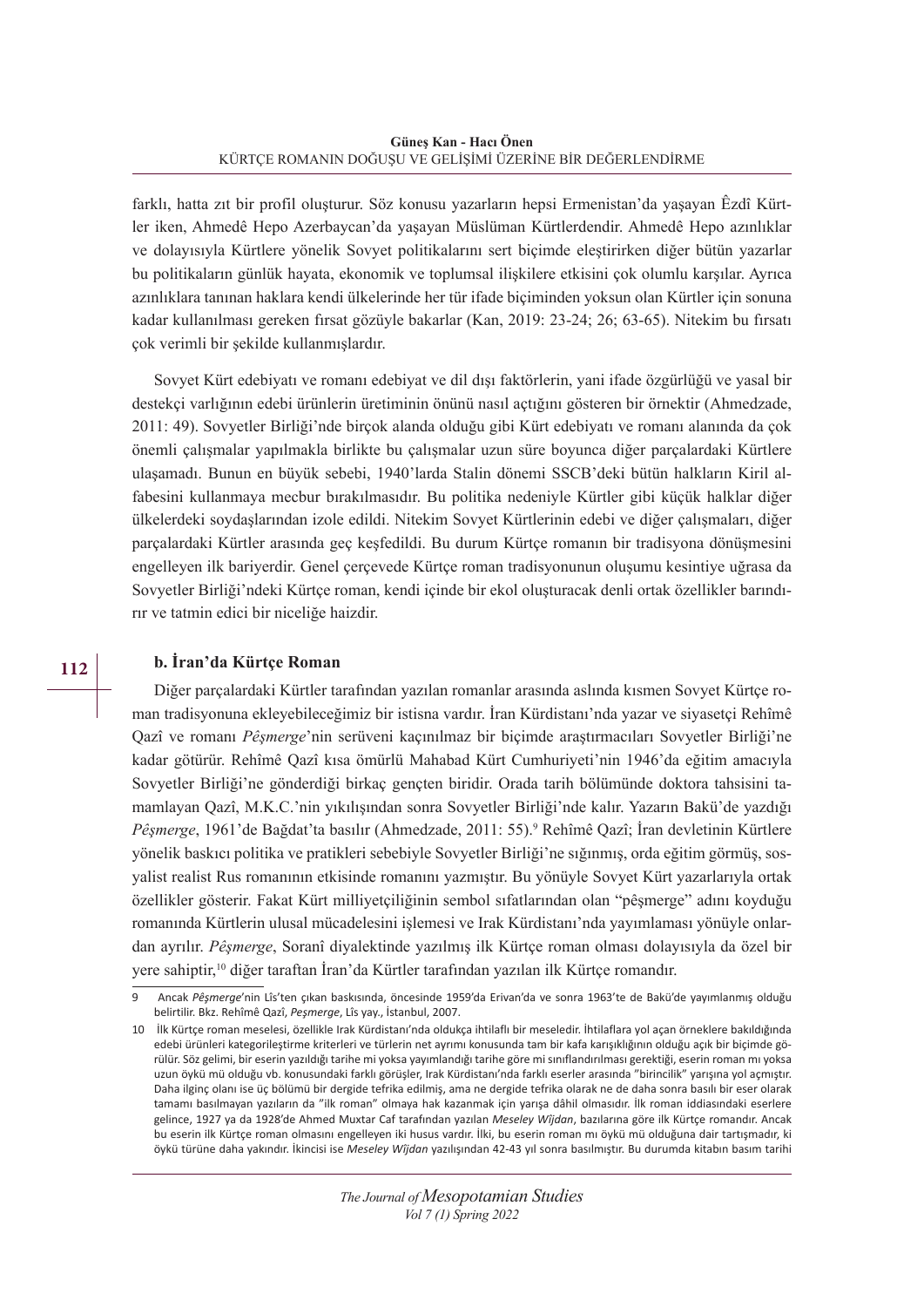farklı, hatta zıt bir profil oluşturur. Söz konusu yazarların hepsi Ermenistan'da yaşayan Êzdî Kürtler iken, Ahmedê Hepo Azerbaycan'da yaşayan Müslüman Kürtlerdendir. Ahmedê Hepo azınlıklar ve dolayısıyla Kürtlere yönelik Sovyet politikalarını sert biçimde eleştirirken diğer bütün yazarlar bu politikaların günlük hayata, ekonomik ve toplumsal ilişkilere etkisini çok olumlu karşılar. Ayrıca azınlıklara tanınan haklara kendi ülkelerinde her tür ifade biçiminden yoksun olan Kürtler için sonuna kadar kullanılması gereken fırsat gözüyle bakarlar (Kan, 2019: 23-24; 26; 63-65). Nitekim bu fırsatı çok verimli bir şekilde kullanmışlardır.

Sovyet Kürt edebiyatı ve romanı edebiyat ve dil dışı faktörlerin, yani ifade özgürlüğü ve yasal bir destekçi varlığının edebi ürünlerin üretiminin önünü nasıl açtığını gösteren bir örnektir (Ahmedzade, 2011: 49). Sovyetler Birliği'nde birçok alanda olduğu gibi Kürt edebiyatı ve romanı alanında da çok önemli çalışmalar yapılmakla birlikte bu çalışmalar uzun süre boyunca diğer parçalardaki Kürtlere ulaşamadı. Bunun en büyük sebebi, 1940'larda Stalin dönemi SSCB'deki bütün halkların Kiril alfabesini kullanmaya mecbur bırakılmasıdır. Bu politika nedeniyle Kürtler gibi küçük halklar diğer ülkelerdeki soydaşlarından izole edildi. Nitekim Sovyet Kürtlerinin edebi ve diğer çalışmaları, diğer parçalardaki Kürtler arasında geç keşfedildi. Bu durum Kürtçe romanın bir tradisyona dönüşmesini engelleyen ilk bariyerdir. Genel çerçevede Kürtçe roman tradisyonunun oluşumu kesintiye uğrasa da Sovyetler Birliği'ndeki Kürtçe roman, kendi içinde bir ekol oluşturacak denli ortak özellikler barındırır ve tatmin edici bir niceliğe haizdir.

### b. İran'da Kürtçe Roman

Diğer parçalardaki Kürtler tarafından yazılan romanlar arasında aslında kısmen Sovyet Kürtçe roman tradisyonuna ekleyebileceğimiz bir istisna vardır. İran Kürdistanı'nda yazar ve siyasetçi Rehîmê Qazî ve romanı *Pêşmerge*'nin serüveni kaçınılmaz bir biçimde araştırmacıları Sovyetler Birliği'ne kadar götürür. Rehîmê Qazî kısa ömürlü Mahabad Kürt Cumhuriyeti'nin 1946'da eğitim amacıyla Sovyetler Birliği'ne gönderdiği birkaç gençten biridir. Orada tarih bölümünde doktora tahsisini tamamlayan Qazî, M.K.C.'nin yıkılışından sonra Sovyetler Birliği'nde kalır. Yazarın Bakü'de yazdığı *Pêşmerge*, 1961'de Bağdat'ta basılır (Ahmedzade, 2011: 55).[9] Rehîmê Qazî; İran devletinin Kürtlere yönelik baskıcı politika ve pratikleri sebebiyle Sovyetler Birliği'ne sığınmış, orda eğitim görmüş, sosyalist realist Rus romanının etkisinde romanını yazmıştır. Bu yönüyle Sovyet Kürt yazarlarıyla ortak özellikler gösterir. Fakat Kürt milliyetçiliğinin sembol sıfatlarından olan "pêşmerge" adını koyduğu romanında Kürtlerin ulusal mücadelesini işlemesi ve Irak Kürdistanı'nda yayımlaması yönüyle onlardan ayrılır. *Pêşmerge*, Soranî diyalektinde yazılmış ilk Kürtçe roman olması dolayısıyla da özel bir yere sahiptir,[10] diğer taraftan İran'da Kürtler tarafından yazılan ilk Kürtçe romandır.

---

9 Ancak *Pêşmerge*'nin Lîs'ten çıkan baskısında, öncesinde 1959'da Erivan'da ve sonra 1963'te de Bakü'de yayımlanmış olduğu belirtilir. Bkz. Rehîmê Qazî, *Peşmerge*, Lîs yay., İstanbul, 2007.

10 İlk Kürtçe roman meselesi, özellikle Irak Kürdistanı'nda oldukça ihtilaflı bir meseledir. İhtilaflara yol açan örneklere bakıldığında edebi ürünleri kategorileştirme kriterleri ve türlerin net ayrımı konusunda tam bir kafa karışıklığının olduğu açık bir biçimde görülür. Söz gelimi, bir eserin yazıldığı tarihe mi yoksa yayımlandığı tarihe göre mi sınıflandırılması gerektiği, eserin roman mı yoksa uzun öykü mü olduğu vb. konusundaki farklı görüşler, Irak Kürdistanı'nda farklı eserler arasında "birincilik" yarışına yol açmıştır. Daha ilginç olanı ise üç bölümü bir dergide tefrika edilmiş, ama ne dergide tefrika olarak ne de daha sonra basılı bir eser olarak tamamı basılmayan yazıların da "ilk roman" olmaya hak kazanmak için yarışa dâhil olmasıdır. İlk roman iddiasındaki eserlere gelince, 1927 ya da 1928'de Ahmed Muxtar Caf tarafından yazılan *Meseley Wîjdan*, bazılarına göre ilk Kürtçe romandır. Ancak bu eserin ilk Kürtçe roman olmasını engelleyen iki husus vardır. İlki, bu eserin roman mı öykü mü olduğuna dair tartışmadır, ki öykü türüne daha yakındır. İkincisi ise *Meseley Wîjdan* yazılışından 42-43 yıl sonra basılmıştır. Bu durumda kitabın basım tarihi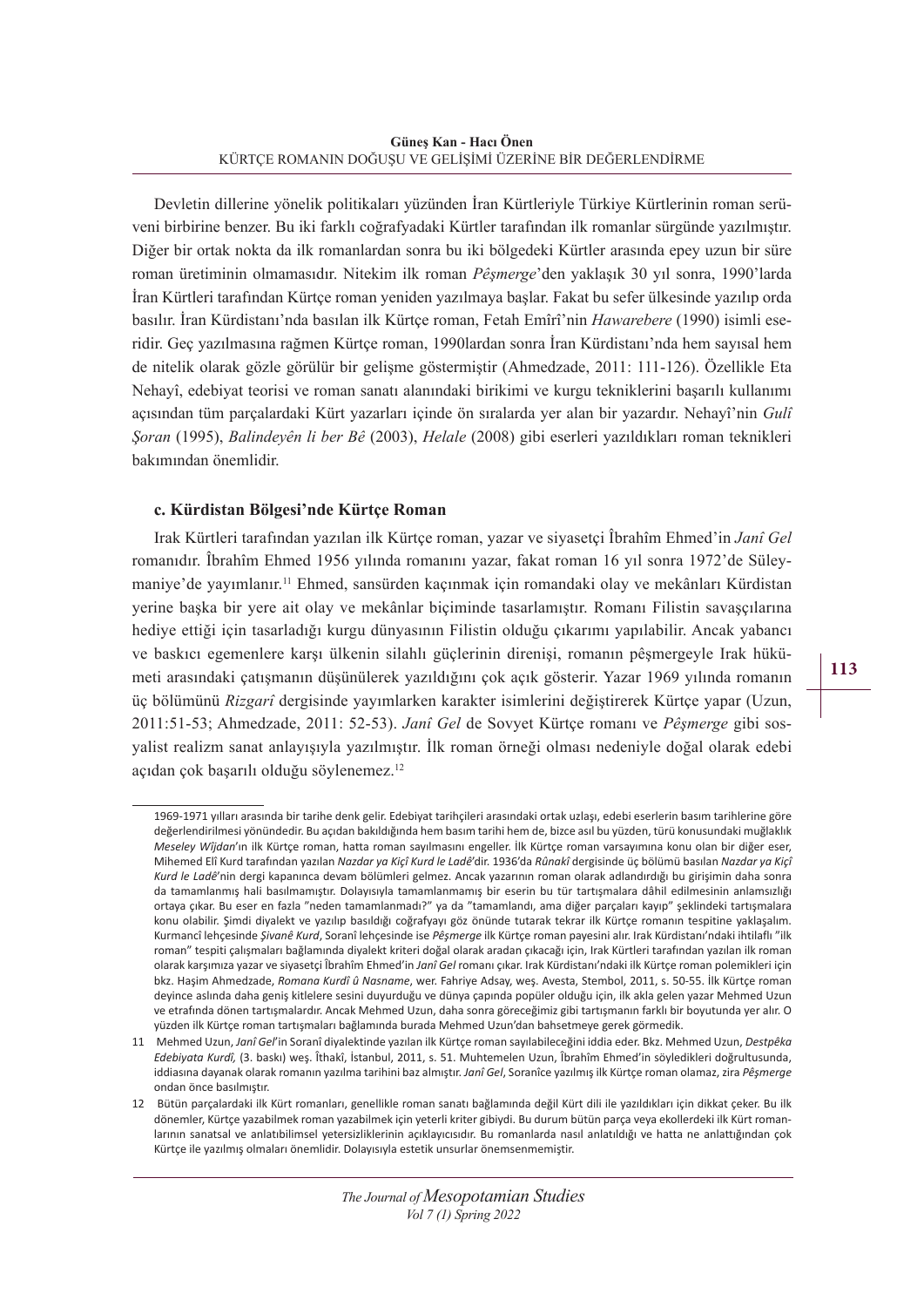Devletin dillerine yönelik politikaları yüzünden İran Kürtleriyle Türkiye Kürtlerinin roman serüveni birbirine benzer. Bu iki farklı coğrafyadaki Kürtler tarafından ilk romanlar sürgünde yazılmıştır. Diğer bir ortak nokta da ilk romanlardan sonra bu iki bölgedeki Kürtler arasında epey uzun bir süre roman üretiminin olmamasıdır. Nitekim ilk roman *Pêşmerge*'den yaklaşık 30 yıl sonra, 1990'larda İran Kürtleri tarafından Kürtçe roman yeniden yazılmaya başlar. Fakat bu sefer ülkesinde yazılıp orda basılır. İran Kürdistanı'nda basılan ilk Kürtçe roman, Fetah Emîrî'nin *Hawarebere* (1990) isimli eseridir. Geç yazılmasına rağmen Kürtçe roman, 1990lardan sonra İran Kürdistanı'nda hem sayısal hem de nitelik olarak gözle görülür bir gelişme göstermiştir (Ahmedzade, 2011: 111-126). Özellikle Eta Nehayî, edebiyat teorisi ve roman sanatı alanındaki birikimi ve kurgu tekniklerini başarılı kullanımı açısından tüm parçalardaki Kürt yazarları içinde ön sıralarda yer alan bir yazardır. Nehayî'nin *Gulî Şoran* (1995), *Balindeyên li ber Bê* (2003), *Helale* (2008) gibi eserleri yazıldıkları roman teknikleri bakımından önemlidir.

### c. Kürdistan Bölgesi'nde Kürtçe Roman

Irak Kürtleri tarafından yazılan ilk Kürtçe roman, yazar ve siyasetçi Îbrahîm Ehmed'in *Janî Gel* romanıdır. Îbrahîm Ehmed 1956 yılında romanını yazar, fakat roman 16 yıl sonra 1972'de Süleymaniye'de yayımlanır.[11] Ehmed, sansürden kaçınmak için romandaki olay ve mekânları Kürdistan yerine başka bir yere ait olay ve mekânlar biçiminde tasarlamıştır. Romanı Filistin savaşçılarına hediye ettiği için tasarladığı kurgu dünyasının Filistin olduğu çıkarımı yapılabilir. Ancak yabancı ve baskıcı egemenlere karşı ülkenin silahlı güçlerinin direnişi, romanın pêşmergeyle Irak hükümeti arasındaki çatışmanın düşünülerek yazıldığını çok açık gösterir. Yazar 1969 yılında romanın üç bölümünü *Rizgarî* dergisinde yayımlarken karakter isimlerini değiştirerek Kürtçe yapar (Uzun, 2011:51-53; Ahmedzade, 2011: 52-53). *Janî Gel* de Sovyet Kürtçe romanı ve *Pêşmerge* gibi sosyalist realizm sanat anlayışıyla yazılmıştır. İlk roman örneği olması nedeniyle doğal olarak edebi açıdan çok başarılı olduğu söylenemez.[12]

---

1969-1971 yılları arasında bir tarihe denk gelir. Edebiyat tarihçileri arasındaki ortak uzlaşı, edebi eserlerin basım tarihlerine göre değerlendirilmesi yönündedir. Bu açıdan bakıldığında hem basım tarihi hem de, bizce asıl bu yüzden, türü konusundaki muğlaklık *Meseley Wîjdan*'ın ilk Kürtçe roman, hatta roman sayılmasını engeller. İlk Kürtçe roman varsayımına konu olan bir diğer eser, Mihemed Elî Kurd tarafından yazılan *Nazdar ya Kiçî Kurd le Ladê*'dir. 1936'da *Rûnakî* dergisinde üç bölümü basılan *Nazdar ya Kiçî Kurd le Ladê*'nin dergi kapanınca devam bölümleri gelmez. Ancak yazarının roman olarak adlandırdığı bu girişimin daha sonra da tamamlanmış hali basılmamıştır. Dolayısıyla tamamlanmamış bir eserin bu tür tartışmalara dâhil edilmesinin anlamsızlığı ortaya çıkar. Bu eser en fazla "neden tamamlanmadı?" ya da "tamamlandı, ama diğer parçaları kayıp" şeklindeki tartışmalara konu olabilir. Şimdi diyalekt ve yazılıp basıldığı coğrafyayı göz önünde tutarak tekrar ilk Kürtçe romanın tespitine yaklaşalım. Kurmancî lehçesinde *Şivanê Kurd*, Soranî lehçesinde ise *Pêşmerge* ilk Kürtçe roman payesini alır. Irak Kürdistanı'ndaki ihtilaflı "ilk roman" tespiti çalışmaları bağlamında diyalekt kriteri doğal olarak aradan çıkacağı için, Irak Kürtleri tarafından yazılan ilk roman olarak karşımıza yazar ve siyasetçi Îbrahîm Ehmed'in *Janî Gel* romanı çıkar. Irak Kürdistanı'ndaki ilk Kürtçe roman polemikleri için bkz. Haşim Ahmedzade, *Romana Kurdî û Nasname*, wer. Fahriye Adsay, weş. Avesta, Stembol, 2011, s. 50-55. İlk Kürtçe roman deyince aslında daha geniş kitlelere sesini duyurduğu ve dünya çapında popüler olduğu için, ilk akla gelen yazar Mehmed Uzun ve etrafında dönen tartışmalardır. Ancak Mehmed Uzun, daha sonra göreceğimiz gibi tartışmanın farklı bir boyutunda yer alır. O yüzden ilk Kürtçe roman tartışmaları bağlamında burada Mehmed Uzun'dan bahsetmeye gerek görmedik.

11 Mehmed Uzun, *Janî Gel*'in Soranî diyalektinde yazılan ilk Kürtçe roman sayılabileceğini iddia eder. Bkz. Mehmed Uzun, *Destpêka Edebiyata Kurdî,* (3. baskı) weş. Îthakî, İstanbul, 2011, s. 51. Muhtemelen Uzun, Îbrahîm Ehmed'in söyledikleri doğrultusunda, iddiasına dayanak olarak romanın yazılma tarihini baz almıştır. *Janî Gel*, Soranîce yazılmış ilk Kürtçe roman olamaz, zira *Pêşmerge* ondan önce basılmıştır.

12 Bütün parçalardaki ilk Kürt romanları, genellikle roman sanatı bağlamında değil Kürt dili ile yazıldıkları için dikkat çeker. Bu ilk dönemler, Kürtçe yazabilmek roman yazabilmek için yeterli kriter gibiydi. Bu durum bütün parça veya ekollerdeki ilk Kürt romanlarının sanatsal ve anlatıbilimsel yetersizliklerinin açıklayıcısıdır. Bu romanlarda nasıl anlatıldığı ve hatta ne anlattığından çok Kürtçe ile yazılmış olmaları önemlidir. Dolayısıyla estetik unsurlar önemsenmemiştir.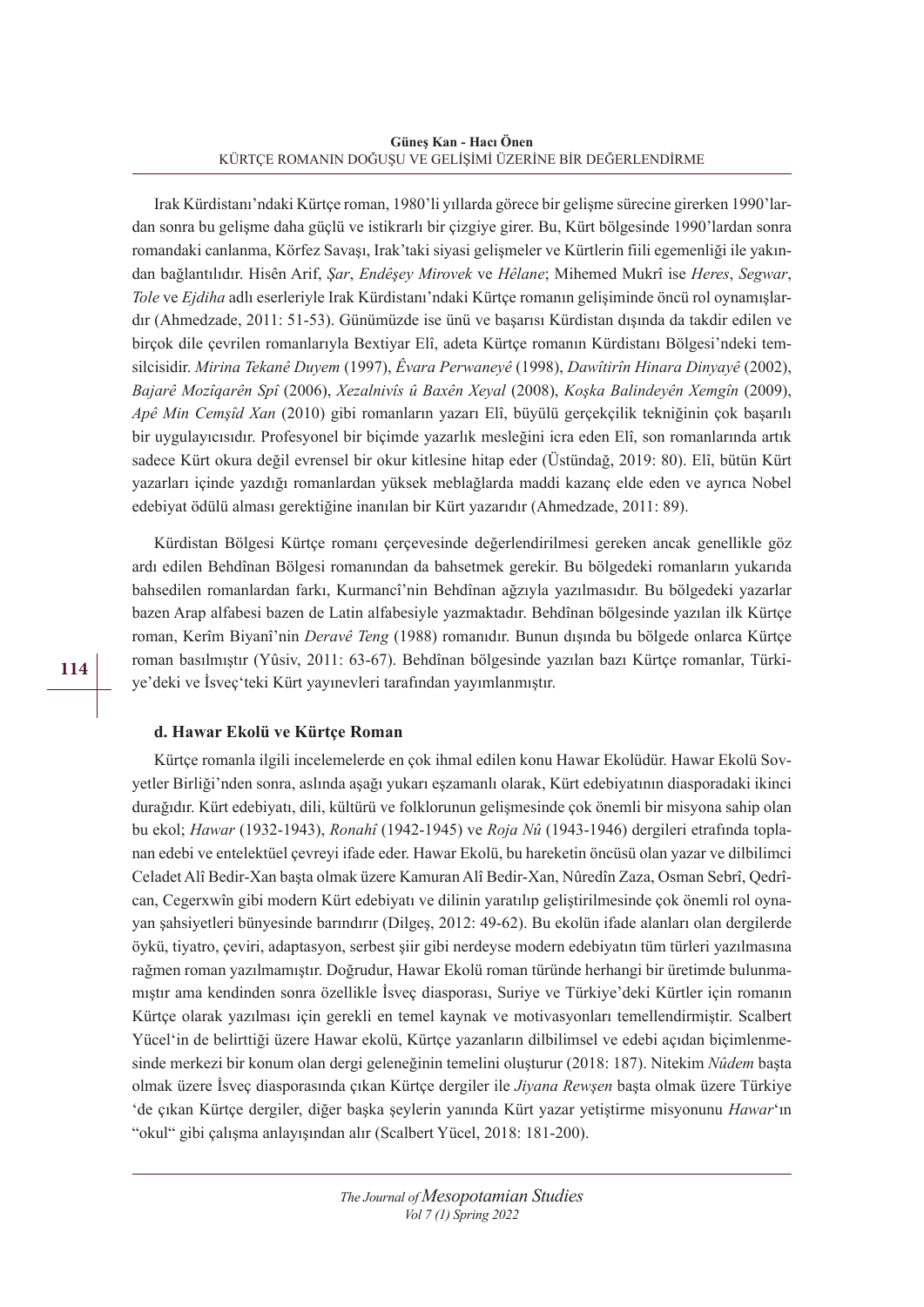Irak Kürdistanı'ndaki Kürtçe roman, 1980'li yıllarda görece bir gelişme sürecine girerken 1990'lardan sonra bu gelişme daha güçlü ve istikrarlı bir çizgiye girer. Bu, Kürt bölgesinde 1990'lardan sonra romandaki canlanma, Körfez Savaşı, Irak'taki siyasi gelişmeler ve Kürtlerin fiili egemenliği ile yakından bağlantılıdır. Hisên Arif, *Şar*, *Endêşey Mirovek* ve *Hêlane*; Mihemed Mukrî ise *Heres*, *Segwar*, *Tole* ve *Ejdiha* adlı eserleriyle Irak Kürdistanı'ndaki Kürtçe romanın gelişiminde öncü rol oynamışlardır (Ahmedzade, 2011: 51-53). Günümüzde ise ünü ve başarısı Kürdistan dışında da takdir edilen ve birçok dile çevrilen romanlarıyla Bextiyar Elî, adeta Kürtçe romanın Kürdistanı Bölgesi'ndeki temsilcisidir. *Mirina Tekanê Duyem* (1997), *Êvara Perwaneyê* (1998), *Dawîtirîn Hinara Dinyayê* (2002), *Bajarê Mozîqarên Spî* (2006), *Xezalnivîs û Baxên Xeyal* (2008), *Koşka Balindeyên Xemgîn* (2009), *Apê Min Cemşîd Xan* (2010) gibi romanların yazarı Elî, büyülü gerçekçilik tekniğinin çok başarılı bir uygulayıcısıdır. Profesyonel bir biçimde yazarlık mesleğini icra eden Elî, son romanlarında artık sadece Kürt okura değil evrensel bir okur kitlesine hitap eder (Üstündağ, 2019: 80). Elî, bütün Kürt yazarları içinde yazdığı romanlardan yüksek meblağlarda maddi kazanç elde eden ve ayrıca Nobel edebiyat ödülü alması gerektiğine inanılan bir Kürt yazarıdır (Ahmedzade, 2011: 89).

Kürdistan Bölgesi Kürtçe romanı çerçevesinde değerlendirilmesi gereken ancak genellikle göz ardı edilen Behdînan Bölgesi romanından da bahsetmek gerekir. Bu bölgedeki romanların yukarıda bahsedilen romanlardan farkı, Kurmancî'nin Behdînan ağzıyla yazılmasıdır. Bu bölgedeki yazarlar bazen Arap alfabesi bazen de Latin alfabesiyle yazmaktadır. Behdînan bölgesinde yazılan ilk Kürtçe roman, Kerîm Biyanî'nin *Deravê Teng* (1988) romanıdır. Bunun dışında bu bölgede onlarca Kürtçe roman basılmıştır (Yûsiv, 2011: 63-67). Behdînan bölgesinde yazılan bazı Kürtçe romanlar, Türkiye'deki ve İsveç'teki Kürt yayınevleri tarafından yayımlanmıştır.

### d. Hawar Ekolü ve Kürtçe Roman

Kürtçe romanla ilgili incelemelerde en çok ihmal edilen konu Hawar Ekolüdür. Hawar Ekolü Sovyetler Birliği'nden sonra, aslında aşağı yukarı eşzamanlı olarak, Kürt edebiyatının diasporadaki ikinci durağıdır. Kürt edebiyatı, dili, kültürü ve folklorunun gelişmesinde çok önemli bir misyona sahip olan bu ekol; *Hawar* (1932-1943), *Ronahî* (1942-1945) ve *Roja Nû* (1943-1946) dergileri etrafında toplanan edebi ve entelektüel çevreyi ifade eder. Hawar Ekolü, bu hareketin öncüsü olan yazar ve dilbilimci Celadet Alî Bedir-Xan başta olmak üzere Kamuran Alî Bedir-Xan, Nûredîn Zaza, Osman Sebrî, Qedrîcan, Cegerxwîn gibi modern Kürt edebiyatı ve dilinin yaratılıp geliştirilmesinde çok önemli rol oynayan şahsiyetleri bünyesinde barındırır (Dilgeş, 2012: 49-62). Bu ekolün ifade alanları olan dergilerde öykü, tiyatro, çeviri, adaptasyon, serbest şiir gibi nerdeyse modern edebiyatın tüm türleri yazılmasına rağmen roman yazılmamıştır. Doğrudur, Hawar Ekolü roman türünde herhangi bir üretimde bulunmamıştır ama kendinden sonra özellikle İsveç diasporası, Suriye ve Türkiye'deki Kürtler için romanın Kürtçe olarak yazılması için gerekli en temel kaynak ve motivasyonları temellendirmiştir. Scalbert Yücel'in de belirttiği üzere Hawar ekolü, Kürtçe yazanların dilbilimsel ve edebi açıdan biçimlenmesinde merkezi bir konum olan dergi geleneğinin temelini oluşturur (2018: 187). Nitekim *Nûdem* başta olmak üzere İsveç diasporasında çıkan Kürtçe dergiler ile *Jiyana Rewşen* başta olmak üzere Türkiye 'de çıkan Kürtçe dergiler, diğer başka şeylerin yanında Kürt yazar yetiştirme misyonunu *Hawar*'ın "okul" gibi çalışma anlayışından alır (Scalbert Yücel, 2018: 181-200).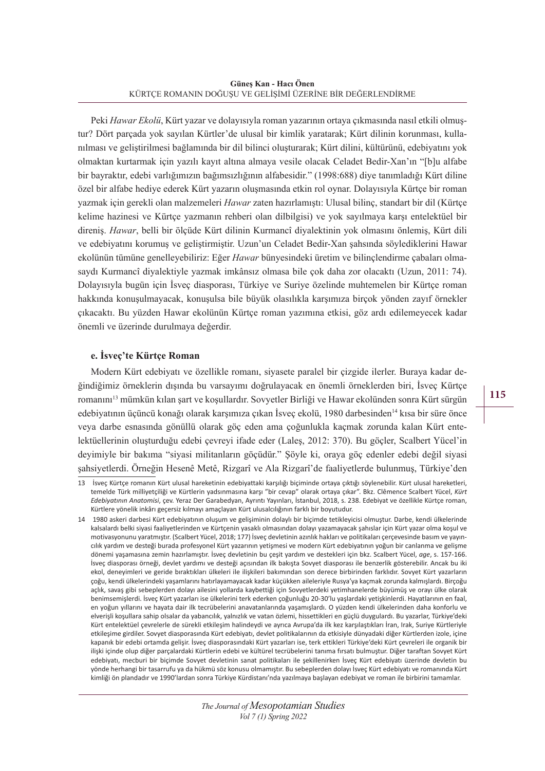Peki *Hawar Ekolü*, Kürt yazar ve dolayısıyla roman yazarının ortaya çıkmasında nasıl etkili olmuştur? Dört parçada yok sayılan Kürtler'de ulusal bir kimlik yaratarak; Kürt dilinin korunması, kullanılması ve geliştirilmesi bağlamında bir dil bilinci oluşturarak; Kürt dilini, kültürünü, edebiyatını yok olmaktan kurtarmak için yazılı kayıt altına almaya vesile olacak Celadet Bedir-Xan'ın "[b]u alfabe bir bayraktır, edebi varlığımızın bağımsızlığının alfabesidir." (1998:688) diye tanımladığı Kürt diline özel bir alfabe hediye ederek Kürt yazarın oluşmasında etkin rol oynar. Dolayısıyla Kürtçe bir roman yazmak için gerekli olan malzemeleri *Hawar* zaten hazırlamıştı: Ulusal bilinç, standart bir dil (Kürtçe kelime hazinesi ve Kürtçe yazmanın rehberi olan dilbilgisi) ve yok sayılmaya karşı entelektüel bir direniş. *Hawar*, belli bir ölçüde Kürt dilinin Kurmancî diyalektinin yok olmasını önlemiş, Kürt dili ve edebiyatını korumuş ve geliştirmiştir. Uzun'un Celadet Bedir-Xan şahsında söylediklerini Hawar ekolünün tümüne genelleyebiliriz: Eğer *Hawar* bünyesindeki üretim ve bilinçlendirme çabaları olmasaydı Kurmancî diyalektiyle yazmak imkânsız olmasa bile çok daha zor olacaktı (Uzun, 2011: 74). Dolayısıyla bugün için İsveç diasporası, Türkiye ve Suriye özelinde muhtemelen bir Kürtçe roman hakkında konuşulmayacak, konuşulsa bile büyük olasılıkla karşımıza birçok yönden zayıf örnekler çıkacaktı. Bu yüzden Hawar ekolünün Kürtçe roman yazımına etkisi, göz ardı edilemeyecek kadar önemli ve üzerinde durulmaya değerdir.

### e. İsveç'te Kürtçe Roman

Modern Kürt edebiyatı ve özellikle romanı, siyasete paralel bir çizgide ilerler. Buraya kadar değindiğimiz örneklerin dışında bu varsayımı doğrulayacak en önemli örneklerden biri, İsveç Kürtçe romanını[13] mümkün kılan şart ve koşullardır. Sovyetler Birliği ve Hawar ekolünden sonra Kürt sürgün edebiyatının üçüncü konağı olarak karşımıza çıkan İsveç ekolü, 1980 darbesinden[14] kısa bir süre önce veya darbe esnasında gönüllü olarak göç eden ama çoğunlukla kaçmak zorunda kalan Kürt entelektüellerinin oluşturduğu edebi çevreyi ifade eder (Laleş, 2012: 370). Bu göçler, Scalbert Yücel'in deyimiyle bir bakıma "siyasi militanların göçüdür." Şöyle ki, oraya göç edenler edebi değil siyasi şahsiyetlerdi. Örneğin Hesenê Metê, Rizgarî ve Ala Rizgarî'de faaliyetlerde bulunmuş, Türkiye'den

---

13 İsveç Kürtçe romanın Kürt ulusal hareketinin edebiyattaki karşılığı biçiminde ortaya çıktığı söylenebilir. Kürt ulusal hareketleri, temelde Türk milliyetçiliği ve Kürtlerin yadsınmasına karşı "bir cevap" olarak ortaya çıkar". Bkz. Clêmence Scalbert Yücel, *Kürt Edebiyatının Anatomisi*, çev. Yeraz Der Garabedyan, Ayrıntı Yayınları, İstanbul, 2018, s. 238. Edebiyat ve özellikle Kürtçe roman, Kürtlere yönelik inkârı geçersiz kılmayı amaçlayan Kürt ulusalcılığının farklı bir boyutudur.

14 1980 askeri darbesi Kürt edebiyatının oluşum ve gelişiminin dolaylı bir biçimde tetikleyicisi olmuştur. Darbe, kendi ülkelerinde kalsalardı belki siyasi faaliyetlerinden ve Kürtçenin yasaklı olmasından dolayı yazamayacak şahıslar için Kürt yazar olma koşul ve motivasyonunu yaratmıştır. (Scalbert Yücel, 2018; 177) İsveç devletinin azınlık hakları ve politikaları çerçevesinde basım ve yayıncılık yardım ve desteği burada profesyonel Kürt yazarının yetişmesi ve modern Kürt edebiyatının yoğun bir canlanma ve gelişme dönemi yaşamasına zemin hazırlamıştır. İsveç devletinin bu çeşit yardım ve destekleri için bkz. Scalbert Yücel, *age*, s. 157-166. İsveç diasporası örneği, devlet yardımı ve desteği açısından ilk bakışta Sovyet diasporası ile benzerlik gösterebilir. Ancak bu iki ekol, deneyimleri ve geride bıraktıkları ülkeleri ile ilişkileri bakımından son derece birbirinden farklıdır. Sovyet Kürt yazarların çoğu, kendi ülkelerindeki yaşamlarını hatırlayamayacak kadar küçükken aileleriyle Rusya'ya kaçmak zorunda kalmışlardı. Birçoğu açlık, savaş gibi sebeplerden dolayı ailesini yollarda kaybettiği için Sovyetlerdeki yetimhanelerde büyümüş ve orayı ülke olarak benimsemişlerdi. İsveç Kürt yazarları ise ülkelerini terk ederken çoğunluğu 20-30'lu yaşlardaki yetişkinlerdi. Hayatlarının en faal, en yoğun yıllarını ve hayata dair ilk tecrübelerini anavatanlarında yaşamışlardı. O yüzden kendi ülkelerinden daha konforlu ve elverişli koşullara sahip olsalar da yabancılık, yalnızlık ve vatan özlemi, hissettikleri en güçlü duygulardı. Bu yazarlar, Türkiye'deki Kürt entelektüel çevrelerle de sürekli etkileşim halindeydi ve ayrıca Avrupa'da ilk kez karşılaştıkları İran, Irak, Suriye Kürtleriyle etkileşime girdiler. Sovyet diasporasında Kürt edebiyatı, devlet politikalarının da etkisiyle dünyadaki diğer Kürtlerden izole, içine kapanık bir edebi ortamda gelişir. İsveç diasporasındaki Kürt yazarları ise, terk ettikleri Türkiye'deki Kürt çevreleri ile organik bir ilişki içinde olup diğer parçalardaki Kürtlerin edebi ve kültürel tecrübelerini tanıma fırsatı bulmuştur. Diğer taraftan Sovyet Kürt edebiyatı, mecburi bir biçimde Sovyet devletinin sanat politikaları ile şekillenirken İsveç Kürt edebiyatı üzerinde devletin bu yönde herhangi bir tasarrufu ya da hükmü söz konusu olmamıştır. Bu sebeplerden dolayı İsveç Kürt edebiyatı ve romanında Kürt kimliği ön plandadır ve 1990'lardan sonra Türkiye Kürdistanı'nda yazılmaya başlayan edebiyat ve roman ile birbirini tamamlar.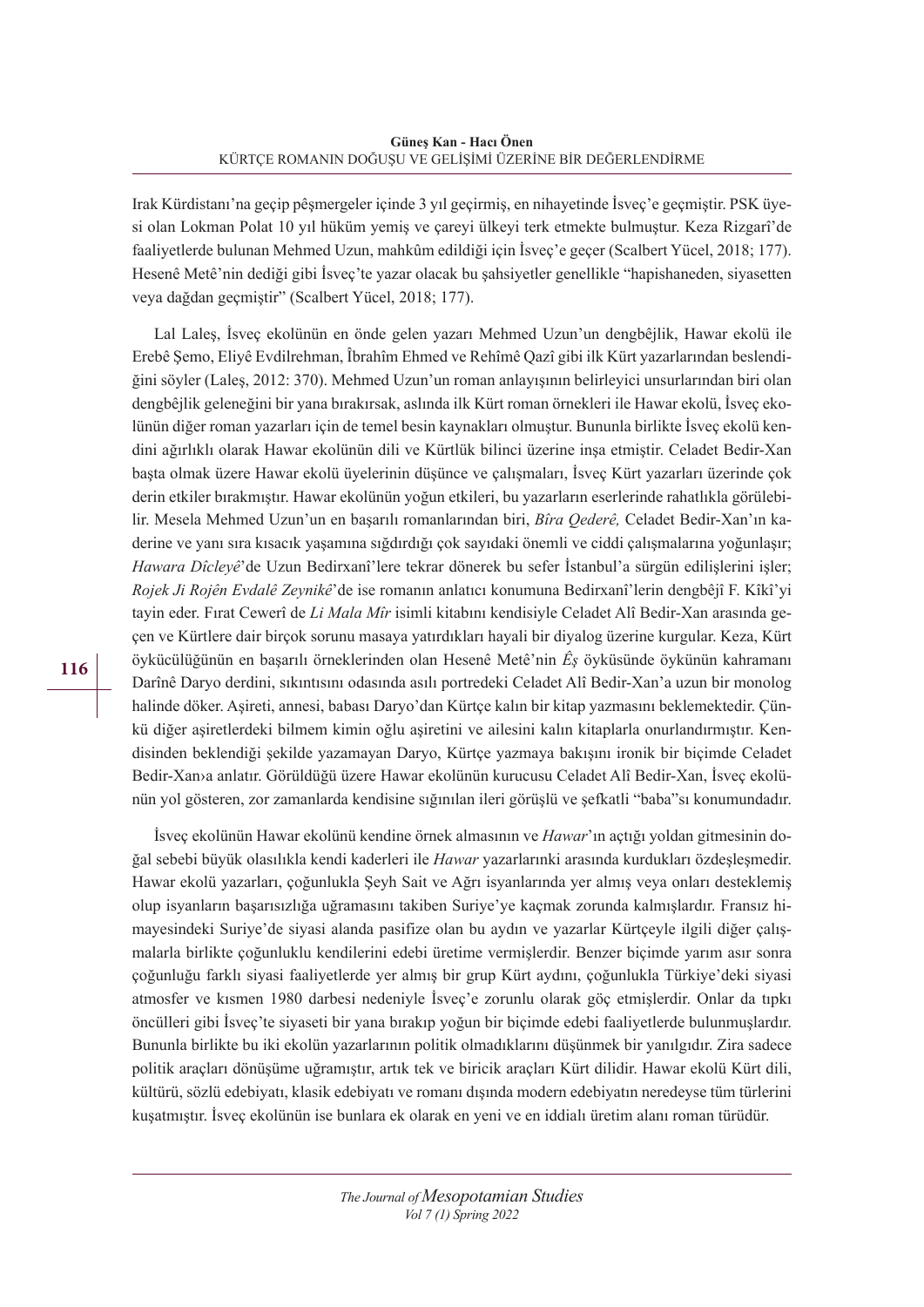Irak Kürdistanı'na geçip pêşmergeler içinde 3 yıl geçirmiş, en nihayetinde İsveç'e geçmiştir. PSK üyesi olan Lokman Polat 10 yıl hüküm yemiş ve çareyi ülkeyi terk etmekte bulmuştur. Keza Rizgarî'de faaliyetlerde bulunan Mehmed Uzun, mahkûm edildiği için İsveç'e geçer (Scalbert Yücel, 2018; 177). Hesenê Metê'nin dediği gibi İsveç'te yazar olacak bu şahsiyetler genellikle "hapishaneden, siyasetten veya dağdan geçmiştir" (Scalbert Yücel, 2018; 177).

Lal Laleş, İsveç ekolünün en önde gelen yazarı Mehmed Uzun'un dengbêjlik, Hawar ekolü ile Erebê Şemo, Eliyê Evdilrehman, Îbrahîm Ehmed ve Rehîmê Qazî gibi ilk Kürt yazarlarından beslendiğini söyler (Laleş, 2012: 370). Mehmed Uzun'un roman anlayışının belirleyici unsurlarından biri olan dengbêjlik geleneğini bir yana bırakırsak, aslında ilk Kürt roman örnekleri ile Hawar ekolü, İsveç ekolünün diğer roman yazarları için de temel besin kaynakları olmuştur. Bununla birlikte İsveç ekolü kendini ağırlıklı olarak Hawar ekolünün dili ve Kürtlük bilinci üzerine inşa etmiştir. Celadet Bedir-Xan başta olmak üzere Hawar ekolü üyelerinin düşünce ve çalışmaları, İsveç Kürt yazarları üzerinde çok derin etkiler bırakmıştır. Hawar ekolünün yoğun etkileri, bu yazarların eserlerinde rahatlıkla görülebilir. Mesela Mehmed Uzun'un en başarılı romanlarından biri, *Bîra Qederê,* Celadet Bedir-Xan'ın kaderine ve yanı sıra kısacık yaşamına sığdırdığı çok sayıdaki önemli ve ciddi çalışmalarına yoğunlaşır; *Hawara Dîcleyê*'de Uzun Bedirxanî'lere tekrar dönerek bu sefer İstanbul'a sürgün edilişlerini işler; *Rojek Ji Rojên Evdalê Zeynikê*'de ise romanın anlatıcı konumuna Bedirxanî'lerin dengbêjî F. Kîkî'yi tayin eder. Fırat Cewerî de *Li Mala Mîr* isimli kitabını kendisiyle Celadet Alî Bedir-Xan arasında geçen ve Kürtlere dair birçok sorunu masaya yatırdıkları hayali bir diyalog üzerine kurgular. Keza, Kürt öykücülüğünün en başarılı örneklerinden olan Hesenê Metê'nin *Êş* öyküsünde öykünün kahramanı Darînê Daryo derdini, sıkıntısını odasında asılı portredeki Celadet Alî Bedir-Xan'a uzun bir monolog halinde döker. Aşireti, annesi, babası Daryo'dan Kürtçe kalın bir kitap yazmasını beklemektedir. Çünkü diğer aşiretlerdeki bilmem kimin oğlu aşiretini ve ailesini kalın kitaplarla onurlandırmıştır. Kendisinden beklendiği şekilde yazamayan Daryo, Kürtçe yazmaya bakışını ironik bir biçimde Celadet Bedir-Xan›a anlatır. Görüldüğü üzere Hawar ekolünün kurucusu Celadet Alî Bedir-Xan, İsveç ekolünün yol gösteren, zor zamanlarda kendisine sığınılan ileri görüşlü ve şefkatli "baba"sı konumundadır.

İsveç ekolünün Hawar ekolünü kendine örnek almasının ve *Hawar*'ın açtığı yoldan gitmesinin doğal sebebi büyük olasılıkla kendi kaderleri ile *Hawar* yazarlarınki arasında kurdukları özdeşleşmedir. Hawar ekolü yazarları, çoğunlukla Şeyh Sait ve Ağrı isyanlarında yer almış veya onları desteklemiş olup isyanların başarısızlığa uğramasını takiben Suriye'ye kaçmak zorunda kalmışlardır. Fransız himayesindeki Suriye'de siyasi alanda pasifize olan bu aydın ve yazarlar Kürtçeyle ilgili diğer çalışmalarla birlikte çoğunluklu kendilerini edebi üretime vermişlerdir. Benzer biçimde yarım asır sonra çoğunluğu farklı siyasi faaliyetlerde yer almış bir grup Kürt aydını, çoğunlukla Türkiye'deki siyasi atmosfer ve kısmen 1980 darbesi nedeniyle İsveç'e zorunlu olarak göç etmişlerdir. Onlar da tıpkı öncülleri gibi İsveç'te siyaseti bir yana bırakıp yoğun bir biçimde edebi faaliyetlerde bulunmuşlardır. Bununla birlikte bu iki ekolün yazarlarının politik olmadıklarını düşünmek bir yanılgıdır. Zira sadece politik araçları dönüşüme uğramıştır, artık tek ve biricik araçları Kürt dilidir. Hawar ekolü Kürt dili, kültürü, sözlü edebiyatı, klasik edebiyatı ve romanı dışında modern edebiyatın neredeyse tüm türlerini kuşatmıştır. İsveç ekolünün ise bunlara ek olarak en yeni ve en iddialı üretim alanı roman türüdür.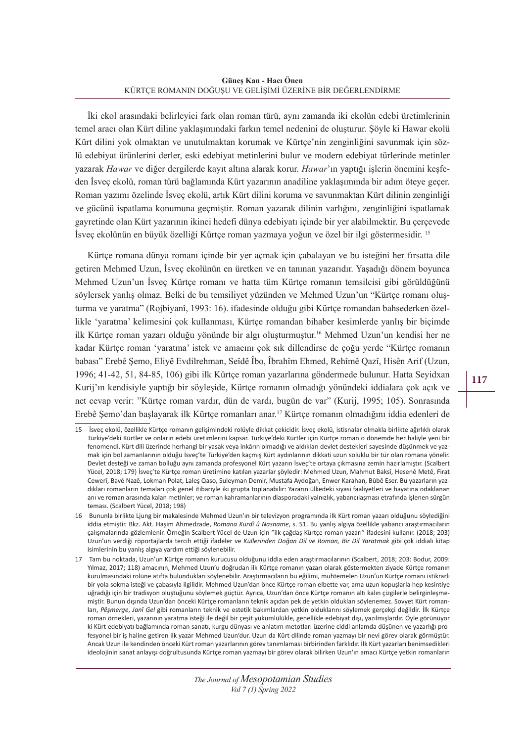İki ekol arasındaki belirleyici fark olan roman türü, aynı zamanda iki ekolün edebi üretimlerinin temel aracı olan Kürt diline yaklaşımındaki farkın temel nedenini de oluşturur. Şöyle ki Hawar ekolü Kürt dilini yok olmaktan ve unutulmaktan korumak ve Kürtçe'nin zenginliğini savunmak için sözlü edebiyat ürünlerini derler, eski edebiyat metinlerini bulur ve modern edebiyat türlerinde metinler yazarak *Hawar* ve diğer dergilerde kayıt altına alarak korur. *Hawar*'ın yaptığı işlerin önemini keşfeden İsveç ekolü, roman türü bağlamında Kürt yazarının anadiline yaklaşımında bir adım öteye geçer. Roman yazımı özelinde İsveç ekolü, artık Kürt dilini koruma ve savunmaktan Kürt dilinin zenginliği ve gücünü ispatlama konumuna geçmiştir. Roman yazarak dilinin varlığını, zenginliğini ispatlamak gayretinde olan Kürt yazarının ikinci hedefi dünya edebiyatı içinde bir yer alabilmektir. Bu çerçevede İsveç ekolünün en büyük özelliği Kürtçe roman yazmaya yoğun ve özel bir ilgi göstermesidir. [15]

Kürtçe romana dünya romanı içinde bir yer açmak için çabalayan ve bu isteğini her fırsatta dile getiren Mehmed Uzun, İsveç ekolünün en üretken ve en tanınan yazarıdır. Yaşadığı dönem boyunca Mehmed Uzun'un İsveç Kürtçe romanı ve hatta tüm Kürtçe romanın temsilcisi gibi görüldüğünü söylersek yanlış olmaz. Belki de bu temsiliyet yüzünden ve Mehmed Uzun'un "Kürtçe romanı oluşturma ve yaratma" (Rojbiyanî, 1993: 16). ifadesinde olduğu gibi Kürtçe romandan bahsederken özellikle 'yaratma' kelimesini çok kullanması, Kürtçe romandan bihaber kesimlerde yanlış bir biçimde ilk Kürtçe roman yazarı olduğu yönünde bir algı oluşturmuştur.[16] Mehmed Uzun'un kendisi her ne kadar Kürtçe roman 'yaratma' istek ve amacını çok sık dillendirse de çoğu yerde "Kürtçe romanın babası" Erebê Şemo, Eliyê Evdilrehman, Seîdê Îbo, Îbrahîm Ehmed, Rehîmê Qazî, Hisên Arif (Uzun, 1996; 41-42, 51, 84-85, 106) gibi ilk Kürtçe roman yazarlarına göndermede bulunur. Hatta Seyidxan Kurij'ın kendisiyle yaptığı bir söyleşide, Kürtçe romanın olmadığı yönündeki iddialara çok açık ve net cevap verir: "Kürtçe roman vardır, dün de vardı, bugün de var" (Kurij, 1995; 105). Sonrasında Erebê Şemo'dan başlayarak ilk Kürtçe romanları anar.[17] Kürtçe romanın olmadığını iddia edenleri de

---

[15] İsveç ekolü, özellikle Kürtçe romanın gelişimindeki rolüyle dikkat çekicidir. İsveç ekolü, istisnalar olmakla birlikte ağırlıklı olarak Türkiye'deki Kürtler ve onların edebi üretimlerini kapsar. Türkiye'deki Kürtler için Kürtçe roman o dönemde her haliyle yeni bir fenomendi. Kürt dili üzerinde herhangi bir yasak veya inkârın olmadığı ve aldıkları devlet destekleri sayesinde düşünmek ve yazmak için bol zamanlarının olduğu İsveç'te Türkiye'den kaçmış Kürt aydınlarının dikkati uzun soluklu bir tür olan romana yönelir. Devlet desteği ve zaman bolluğu aynı zamanda profesyonel Kürt yazarın İsveç'te ortaya çıkmasına zemin hazırlamıştır. (Scalbert Yücel, 2018; 179) İsveç'te Kürtçe roman üretimine katılan yazarlar şöyledir: Mehmed Uzun, Mahmut Baksî, Hesenê Metê, Firat Cewerî, Bavê Nazê, Lokman Polat, Laleş Qaso, Suleyman Demir, Mustafa Aydoğan, Enwer Karahan, Bûbê Eser. Bu yazarların yazdıkları romanların temaları çok genel itibariyle iki grupta toplanabilir: Yazarın ülkedeki siyasi faaliyetleri ve hayatına odaklanan anı ve roman arasında kalan metinler; ve roman kahramanlarının diasporadaki yalnızlık, yabancılaşması etrafında işlenen sürgün teması. (Scalbert Yücel, 2018; 198)

[16] Bununla birlikte Ljung bir makalesinde Mehmed Uzun'ın bir televizyon programında ilk Kürt roman yazarı olduğunu söylediğini iddia etmiştir. Bkz. Akt. Haşim Ahmedzade, *Romana Kurdî û Nasname*, s. 51. Bu yanlış algıya özellikle yabancı araştırmacıların çalışmalarında gözlemlenir. Örneğin Scalbert Yücel de Uzun için "ilk çağdaş Kürtçe roman yazarı" ifadesini kullanır. (2018; 203) Uzun'un verdiği röportajlarda tercih ettiği ifadeler ve *Küllerinden Doğan Dil ve Roman, Bir Dil Yaratmak* gibi çok iddialı kitap isimlerinin bu yanlış algıya yardım ettiği söylenebilir.

[17] Tam bu noktada, Uzun'un Kürtçe romanın kurucusu olduğunu iddia eden araştırmacıların (Scalbert, 2018; 203: Bodur, 2009: Yılmaz, 2017; 118) amacının, Mehmed Uzun'u doğrudan ilk Kürtçe romanın yazarı olarak göstermekten ziyade Kürtçe romanın kurulmasındaki rolüne atıfta bulundukları söylenebilir. Araştırmacıların bu eğilimi, muhtemelen Uzun'un Kürtçe romanı istikrarlı bir yola sokma isteği ve çabasıyla ilgilidir. Mehmed Uzun'dan önce Kürtçe roman elbette var, ama uzun kopuşlarla hep kesintiye uğradığı için bir tradisyon oluştuğunu söylemek güçtür. Ayrıca, Uzun'dan önce Kürtçe romanın altı kalın çizgilerle belirginleşmemiştir. Bunun dışında Uzun'dan önceki Kürtçe romanların teknik açıdan pek de yetkin oldukları söylenemez. Sovyet Kürt romanları, *Pêşmerge*, *Janî Gel* gibi romanların teknik ve estetik bakımlardan yetkin olduklarını söylemek gerçekçi değildir. İlk Kürtçe roman örnekleri, yazarının yaratma isteği ile değil bir çeşit yükümlülükle, genellikle edebiyat dışı, yazılmışlardır. Öyle görünüyor ki Kürt edebiyatı bağlamında roman sanatı, kurgu dünyası ve anlatım metotları üzerine ciddi anlamda düşünen ve yazarlığı profesyonel bir iş haline getiren ilk yazar Mehmed Uzun'dur. Uzun da Kürt dilinde roman yazmayı bir nevi görev olarak görmüştür. Ancak Uzun ile kendinden önceki Kürt roman yazarlarının görev tanımlaması birbirinden farklıdır. İlk Kürt yazarları benimsedikleri ideolojinin sanat anlayışı doğrultusunda Kürtçe roman yazmayı bir görev olarak bilirken Uzun'ın amacı Kürtçe yetkin romanların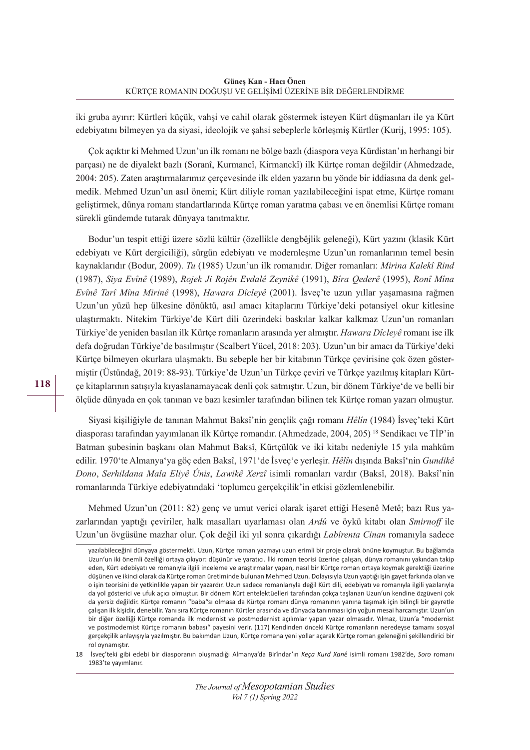iki gruba ayırır: Kürtleri küçük, vahşi ve cahil olarak göstermek isteyen Kürt düşmanları ile ya Kürt edebiyatını bilmeyen ya da siyasi, ideolojik ve şahsi sebeplerle körleşmiş Kürtler (Kurij, 1995: 105).

Çok açıktır ki Mehmed Uzun'un ilk romanı ne bölge bazlı (diaspora veya Kürdistan'ın herhangi bir parçası) ne de diyalekt bazlı (Soranî, Kurmancî, Kirmanckî) ilk Kürtçe roman değildir (Ahmedzade, 2004: 205). Zaten araştırmalarımız çerçevesinde ilk elden yazarın bu yönde bir iddiasına da denk gelmedik. Mehmed Uzun'un asıl önemi; Kürt diliyle roman yazılabileceğini ispat etme, Kürtçe romanı geliştirmek, dünya romanı standartlarında Kürtçe roman yaratma çabası ve en önemlisi Kürtçe romanı sürekli gündemde tutarak dünyaya tanıtmaktır.

Bodur'un tespit ettiği üzere sözlü kültür (özellikle dengbêjlik geleneği), Kürt yazını (klasik Kürt edebiyatı ve Kürt dergiciliği), sürgün edebiyatı ve modernleşme Uzun'un romanlarının temel besin kaynaklarıdır (Bodur, 2009). *Tu* (1985) Uzun'un ilk romanıdır. Diğer romanları: *Mirina Kalekî Rind* (1987), *Siya Evînê* (1989), *Rojek Ji Rojên Evdalê Zeynikê* (1991), *Bîra Qederê* (1995), *Ronî Mîna Evînê Tarî Mîna Mirinê* (1998), *Hawara Dîcleyê* (2001). İsveç'te uzun yıllar yaşamasına rağmen Uzun'un yüzü hep ülkesine dönüktü, asıl amacı kitaplarını Türkiye'deki potansiyel okur kitlesine ulaştırmaktı. Nitekim Türkiye'de Kürt dili üzerindeki baskılar kalkar kalkmaz Uzun'un romanları Türkiye'de yeniden basılan ilk Kürtçe romanların arasında yer almıştır. *Hawara Dîcleyê* romanı ise ilk defa doğrudan Türkiye'de basılmıştır (Scalbert Yücel, 2018: 203). Uzun'un bir amacı da Türkiye'deki Kürtçe bilmeyen okurlara ulaşmaktı. Bu sebeple her bir kitabının Türkçe çevirisine çok özen göstermiştir (Üstündağ, 2019: 88-93). Türkiye'de Uzun'un Türkçe çeviri ve Türkçe yazılmış kitapları Kürtçe kitaplarının satışıyla kıyaslanamayacak denli çok satmıştır. Uzun, bir dönem Türkiye'de ve belli bir ölçüde dünyada en çok tanınan ve bazı kesimler tarafından bilinen tek Kürtçe roman yazarı olmuştur.

Siyasi kişiliğiyle de tanınan Mahmut Baksî'nin gençlik çağı romanı *Hêlîn* (1984) İsveç'teki Kürt diasporası tarafından yayımlanan ilk Kürtçe romandır. (Ahmedzade, 2004, 205) [18] Sendikacı ve TİP'in Batman şubesinin başkanı olan Mahmut Baksî, Kürtçülük ve iki kitabı nedeniyle 15 yıla mahkûm edilir. 1970'te Almanya'ya göç eden Baksî, 1971'de İsveç'e yerleşir. *Hêlîn* dışında Baksî'nin *Gundikê Dono*, *Serhildana Mala Eliyê Ûnis*, *Lawikê Xerzî* isimli romanları vardır (Baksî, 2018). Baksî'nin romanlarında Türkiye edebiyatındaki 'toplumcu gerçekçilik'in etkisi gözlemlenebilir.

Mehmed Uzun'un (2011: 82) genç ve umut verici olarak işaret ettiği Hesenê Metê; bazı Rus yazarlarından yaptığı çeviriler, halk masalları uyarlaması olan *Ardû* ve öykü kitabı olan *Smirnoff* ile Uzun'un övgüsüne mazhar olur. Çok değil iki yıl sonra çıkardığı *Labîrenta Cinan* romanıyla sadece

---

yazılabileceğini dünyaya göstermekti. Uzun, Kürtçe roman yazmayı uzun erimli bir proje olarak önüne koymuştur. Bu bağlamda Uzun'un iki önemli özelliği ortaya çıkıyor: düşünür ve yaratıcı. İlki roman teorisi üzerine çalışan, dünya romanını yakından takip eden, Kürt edebiyatı ve romanıyla ilgili inceleme ve araştırmalar yapan, nasıl bir Kürtçe roman ortaya koymak gerektiği üzerine düşünen ve ikinci olarak da Kürtçe roman üretiminde bulunan Mehmed Uzun. Dolayısıyla Uzun yaptığı işin gayet farkında olan ve o işin teorisini de yetkinlikle yapan bir yazardır. Uzun sadece romanlarıyla değil Kürt dili, edebiyatı ve romanıyla ilgili yazılarıyla da yol gösterici ve ufuk açıcı olmuştur. Bir dönem Kürt entelektüelleri tarafından çokça taşlanan Uzun'un kendine özgüveni çok da yersiz değildir. Kürtçe romanın "baba"sı olmasa da Kürtçe romanı dünya romanının yanına taşımak için bilinçli bir gayretle çalışan ilk kişidir, denebilir. Yanı sıra Kürtçe romanın Kürtler arasında ve dünyada tanınması için yoğun mesai harcamıştır. Uzun'un bir diğer özelliği Kürtçe romanda ilk modernist ve postmodernist açılımlar yapan yazar olmasıdır. Yılmaz, Uzun'a "modernist ve postmodernist Kürtçe romanın babası" payesini verir. (117) Kendinden önceki Kürtçe romanların neredeyse tamamı sosyal gerçekçilik anlayışıyla yazılmıştır. Bu bakımdan Uzun, Kürtçe romana yeni yollar açarak Kürtçe roman geleneğini şekillendirici bir rol oynamıştır.

18 İsveç'teki gibi edebi bir diasporanın oluşmadığı Almanya'da Birîndar'ın *Keça Kurd Xanê* isimli romanı 1982'de, *Soro* romanı 1983'te yayımlanır.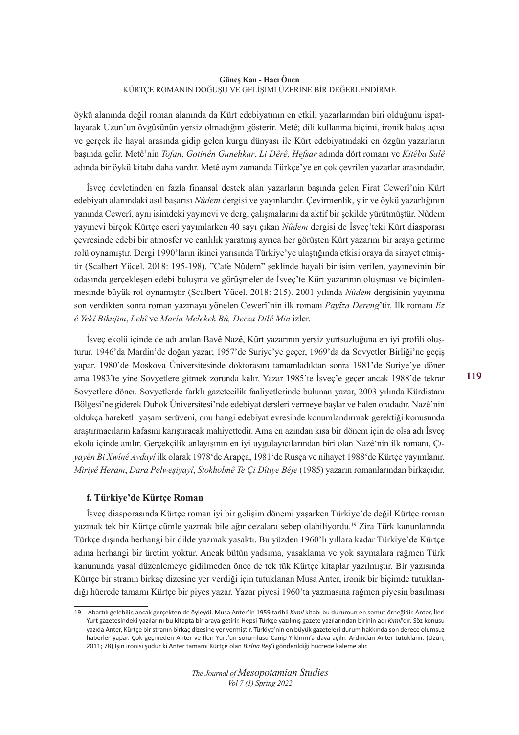öykü alanında değil roman alanında da Kürt edebiyatının en etkili yazarlarından biri olduğunu ispatlayarak Uzun'un övgüsünün yersiz olmadığını gösterir. Metê; dili kullanma biçimi, ironik bakış açısı ve gerçek ile hayal arasında gidip gelen kurgu dünyası ile Kürt edebiyatındaki en özgün yazarların başında gelir. Metê'nin *Tofan*, *Gotinên Gunehkar*, *Li Dêrê, Hefsar* adında dört romanı ve *Kitêba Salê* adında bir öykü kitabı daha vardır. Metê aynı zamanda Türkçe'ye en çok çevrilen yazarlar arasındadır.

İsveç devletinden en fazla finansal destek alan yazarların başında gelen Firat Cewerî'nin Kürt edebiyatı alanındaki asıl başarısı *Nûdem* dergisi ve yayınlarıdır. Çevirmenlik, şiir ve öykü yazarlığının yanında Cewerî, aynı isimdeki yayınevi ve dergi çalışmalarını da aktif bir şekilde yürütmüştür. Nûdem yayınevi birçok Kürtçe eseri yayımlarken 40 sayı çıkan *Nûdem* dergisi de İsveç'teki Kürt diasporası çevresinde edebi bir atmosfer ve canlılık yaratmış ayrıca her görüşten Kürt yazarını bir araya getirme rolü oynamıştır. Dergi 1990'ların ikinci yarısında Türkiye'ye ulaştığında etkisi oraya da sirayet etmiştir (Scalbert Yücel, 2018: 195-198). "Cafe Nûdem" şeklinde hayali bir isim verilen, yayınevinin bir odasında gerçekleşen edebi buluşma ve görüşmeler de İsveç'te Kürt yazarının oluşması ve biçimlenmesinde büyük rol oynamıştır (Scalbert Yücel, 2018: 215). 2001 yılında *Nûdem* dergisinin yayınına son verdikten sonra roman yazmaya yönelen Cewerî'nin ilk romanı *Payîza Dereng*'tir. İlk romanı *Ez ê Yekî Bikujim*, *Lehî* ve *Marîa Melekek Bû, Derza Dilê Min* izler.

İsveç ekolü içinde de adı anılan Bavê Nazê, Kürt yazarının yersiz yurtsuzluğuna en iyi profili oluşturur. 1946'da Mardin'de doğan yazar; 1957'de Suriye'ye geçer, 1969'da da Sovyetler Birliği'ne geçiş yapar. 1980'de Moskova Üniversitesinde doktorasını tamamladıktan sonra 1981'de Suriye'ye döner ama 1983'te yine Sovyetlere gitmek zorunda kalır. Yazar 1985'te İsveç'e geçer ancak 1988'de tekrar Sovyetlere döner. Sovyetlerde farklı gazetecilik faaliyetlerinde bulunan yazar, 2003 yılında Kürdistanı Bölgesi'ne giderek Duhok Üniversitesi'nde edebiyat dersleri vermeye başlar ve halen oradadır. Nazê'nin oldukça hareketli yaşam serüveni, onu hangi edebiyat evresinde konumlandırmak gerektiği konusunda araştırmacıların kafasını karıştıracak mahiyettedir. Ama en azından kısa bir dönem için de olsa adı İsveç ekolü içinde anılır. Gerçekçilik anlayışının en iyi uygulayıcılarından biri olan Nazê'nin ilk romanı, *Çiyayên Bi Xwînê Avdayî* ilk olarak 1978'de Arapça, 1981'de Rusça ve nihayet 1988'de Kürtçe yayımlanır. *Miriyê Heram*, *Dara Pelweşiyayî*, *Stokholmê Te Çi Dîtiye Bêje* (1985) yazarın romanlarından birkaçıdır.

#### f. Türkiye'de Kürtçe Roman

İsveç diasporasında Kürtçe roman iyi bir gelişim dönemi yaşarken Türkiye'de değil Kürtçe roman yazmak tek bir Kürtçe cümle yazmak bile ağır cezalara sebep olabiliyordu.[19] Zira Türk kanunlarında Türkçe dışında herhangi bir dilde yazmak yasaktı. Bu yüzden 1960'lı yıllara kadar Türkiye'de Kürtçe adına herhangi bir üretim yoktur. Ancak bütün yadsıma, yasaklama ve yok saymalara rağmen Türk kanununda yasal düzenlemeye gidilmeden önce de tek tük Kürtçe kitaplar yazılmıştır. Bir yazısında Kürtçe bir stranın birkaç dizesine yer verdiği için tutuklanan Musa Anter, ironik bir biçimde tutuklandığı hücrede tamamı Kürtçe bir piyes yazar. Yazar piyesi 1960'ta yazmasına rağmen piyesin basılması

---

19 Abartılı gelebilir, ancak gerçekten de öyleydi. Musa Anter'in 1959 tarihli *Kımıl* kitabı bu durumun en somut örneğidir. Anter, İleri Yurt gazetesindeki yazılarını bu kitapta bir araya getirir. Hepsi Türkçe yazılmış gazete yazılarından birinin adı *Kımıl*'dır. Söz konusu yazıda Anter, Kürtçe bir stranın birkaç dizesine yer vermiştir. Türkiye'nin en büyük gazeteleri durum hakkında son derece olumsuz haberler yapar. Çok geçmeden Anter ve İleri Yurt'un sorumlusu Canip Yıldırım'a dava açılır. Ardından Anter tutuklanır. (Uzun, 2011; 78) İşin ironisi şudur ki Anter tamamı Kürtçe olan *Birîna Reş*'i gönderildiği hücrede kaleme alır.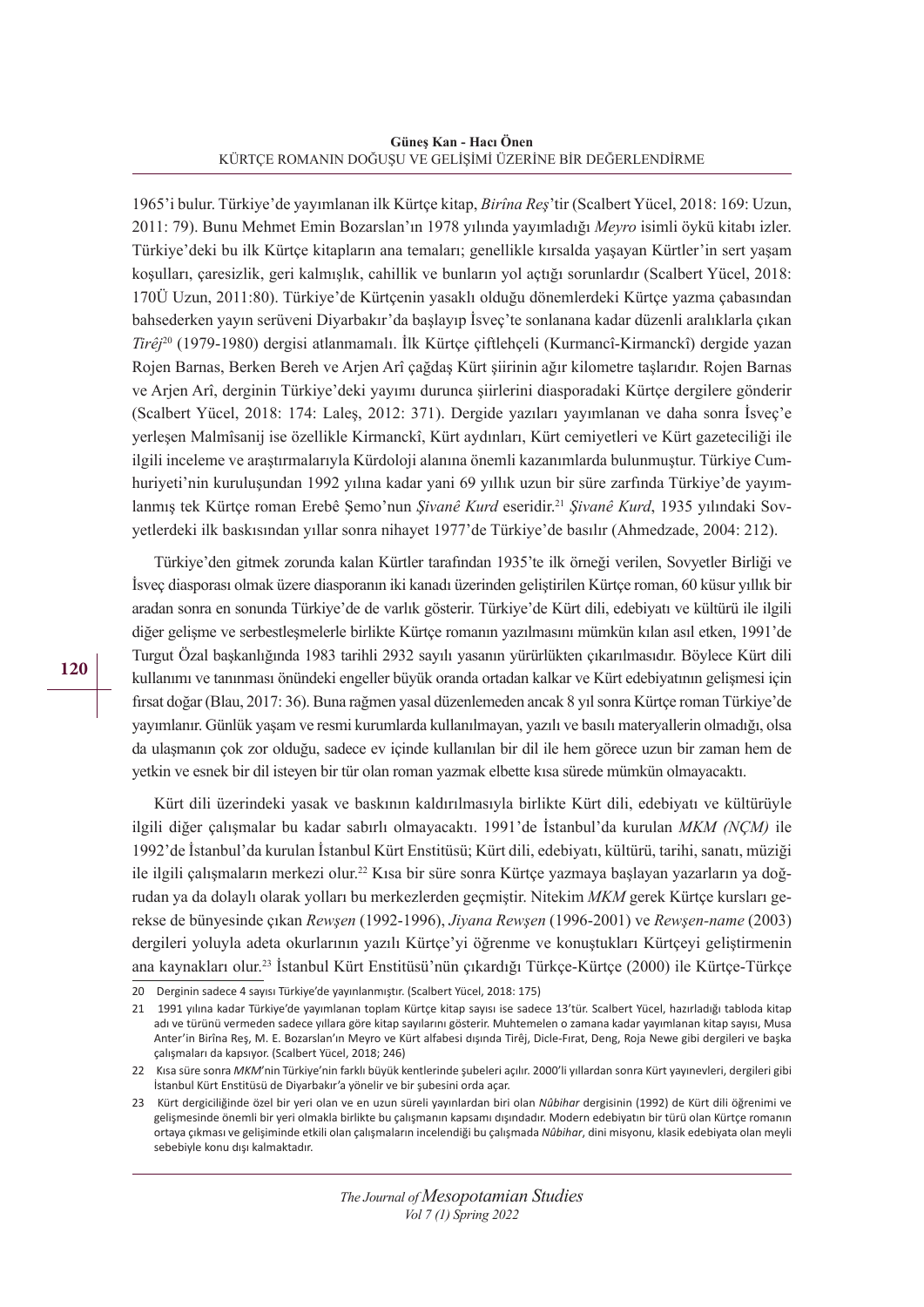1965'i bulur. Türkiye'de yayımlanan ilk Kürtçe kitap, *Birîna Reş*'tir (Scalbert Yücel, 2018: 169: Uzun, 2011: 79). Bunu Mehmet Emin Bozarslan'ın 1978 yılında yayımladığı *Meyro* isimli öykü kitabı izler. Türkiye'deki bu ilk Kürtçe kitapların ana temaları; genellikle kırsalda yaşayan Kürtler'in sert yaşam koşulları, çaresizlik, geri kalmışlık, cahillik ve bunların yol açtığı sorunlardır (Scalbert Yücel, 2018: 170Ü Uzun, 2011:80). Türkiye'de Kürtçenin yasaklı olduğu dönemlerdeki Kürtçe yazma çabasından bahsederken yayın serüveni Diyarbakır'da başlayıp İsveç'te sonlanana kadar düzenli aralıklarla çıkan *Tirêj*[20] (1979-1980) dergisi atlanmamalı. İlk Kürtçe çiftlehçeli (Kurmancî-Kirmanckî) dergide yazan Rojen Barnas, Berken Bereh ve Arjen Arî çağdaş Kürt şiirinin ağır kilometre taşlarıdır. Rojen Barnas ve Arjen Arî, derginin Türkiye'deki yayımı durunca şiirlerini diasporadaki Kürtçe dergilere gönderir (Scalbert Yücel, 2018: 174: Laleş, 2012: 371). Dergide yazıları yayımlanan ve daha sonra İsveç'e yerleşen Malmîsanij ise özellikle Kirmanckî, Kürt aydınları, Kürt cemiyetleri ve Kürt gazeteciliği ile ilgili inceleme ve araştırmalarıyla Kürdoloji alanına önemli kazanımlarda bulunmuştur. Türkiye Cumhuriyeti'nin kuruluşundan 1992 yılına kadar yani 69 yıllık uzun bir süre zarfında Türkiye'de yayımlanmış tek Kürtçe roman Erebê Şemo'nun *Şivanê Kurd* eseridir.[21] *Şivanê Kurd*, 1935 yılındaki Sovyetlerdeki ilk baskısından yıllar sonra nihayet 1977'de Türkiye'de basılır (Ahmedzade, 2004: 212).

Türkiye'den gitmek zorunda kalan Kürtler tarafından 1935'te ilk örneği verilen, Sovyetler Birliği ve İsveç diasporası olmak üzere diasporanın iki kanadı üzerinden geliştirilen Kürtçe roman, 60 küsur yıllık bir aradan sonra en sonunda Türkiye'de de varlık gösterir. Türkiye'de Kürt dili, edebiyatı ve kültürü ile ilgili diğer gelişme ve serbestleşmelerle birlikte Kürtçe romanın yazılmasını mümkün kılan asıl etken, 1991'de Turgut Özal başkanlığında 1983 tarihli 2932 sayılı yasanın yürürlükten çıkarılmasıdır. Böylece Kürt dili kullanımı ve tanınması önündeki engeller büyük oranda ortadan kalkar ve Kürt edebiyatının gelişmesi için fırsat doğar (Blau, 2017: 36). Buna rağmen yasal düzenlemeden ancak 8 yıl sonra Kürtçe roman Türkiye'de yayımlanır. Günlük yaşam ve resmi kurumlarda kullanılmayan, yazılı ve basılı materyallerin olmadığı, olsa da ulaşmanın çok zor olduğu, sadece ev içinde kullanılan bir dil ile hem görece uzun bir zaman hem de yetkin ve esnek bir dil isteyen bir tür olan roman yazmak elbette kısa sürede mümkün olmayacaktı.

Kürt dili üzerindeki yasak ve baskının kaldırılmasıyla birlikte Kürt dili, edebiyatı ve kültürüyle ilgili diğer çalışmalar bu kadar sabırlı olmayacaktı. 1991'de İstanbul'da kurulan *MKM (NÇM)* ile 1992'de İstanbul'da kurulan İstanbul Kürt Enstitüsü; Kürt dili, edebiyatı, kültürü, tarihi, sanatı, müziği ile ilgili çalışmaların merkezi olur.[22] Kısa bir süre sonra Kürtçe yazmaya başlayan yazarların ya doğrudan ya da dolaylı olarak yolları bu merkezlerden geçmiştir. Nitekim *MKM* gerek Kürtçe kursları gerekse de bünyesinde çıkan *Rewşen* (1992-1996), *Jiyana Rewşen* (1996-2001) ve *Rewşen-name* (2003) dergileri yoluyla adeta okurlarının yazılı Kürtçe'yi öğrenme ve konuştukları Kürtçeyi geliştirmenin ana kaynakları olur.[23] İstanbul Kürt Enstitüsü'nün çıkardığı Türkçe-Kürtçe (2000) ile Kürtçe-Türkçe

---

[20] Derginin sadece 4 sayısı Türkiye'de yayınlanmıştır. (Scalbert Yücel, 2018: 175)

[21] 1991 yılına kadar Türkiye'de yayımlanan toplam Kürtçe kitap sayısı ise sadece 13'tür. Scalbert Yücel, hazırladığı tabloda kitap adı ve türünü vermeden sadece yıllara göre kitap sayılarını gösterir. Muhtemelen o zamana kadar yayımlanan kitap sayısı, Musa Anter'in Birîna Reş, M. E. Bozarslan'ın Meyro ve Kürt alfabesi dışında Tirêj, Dicle-Fırat, Deng, Roja Newe gibi dergileri ve başka çalışmaları da kapsıyor. (Scalbert Yücel, 2018; 246)

[22] Kısa süre sonra *MKM*'nin Türkiye'nin farklı büyük kentlerinde şubeleri açılır. 2000'li yıllardan sonra Kürt yayınevleri, dergileri gibi İstanbul Kürt Enstitüsü de Diyarbakır'a yönelir ve bir şubesini orda açar.

[23] Kürt dergiciliğinde özel bir yeri olan ve en uzun süreli yayınlardan biri olan *Nûbihar* dergisinin (1992) de Kürt dili öğrenimi ve gelişmesinde önemli bir yeri olmakla birlikte bu çalışmanın kapsamı dışındadır. Modern edebiyatın bir türü olan Kürtçe romanın ortaya çıkması ve gelişiminde etkili olan çalışmaların incelendiği bu çalışmada *Nûbihar*, dini misyonu, klasik edebiyata olan meyli sebebiyle konu dışı kalmaktadır.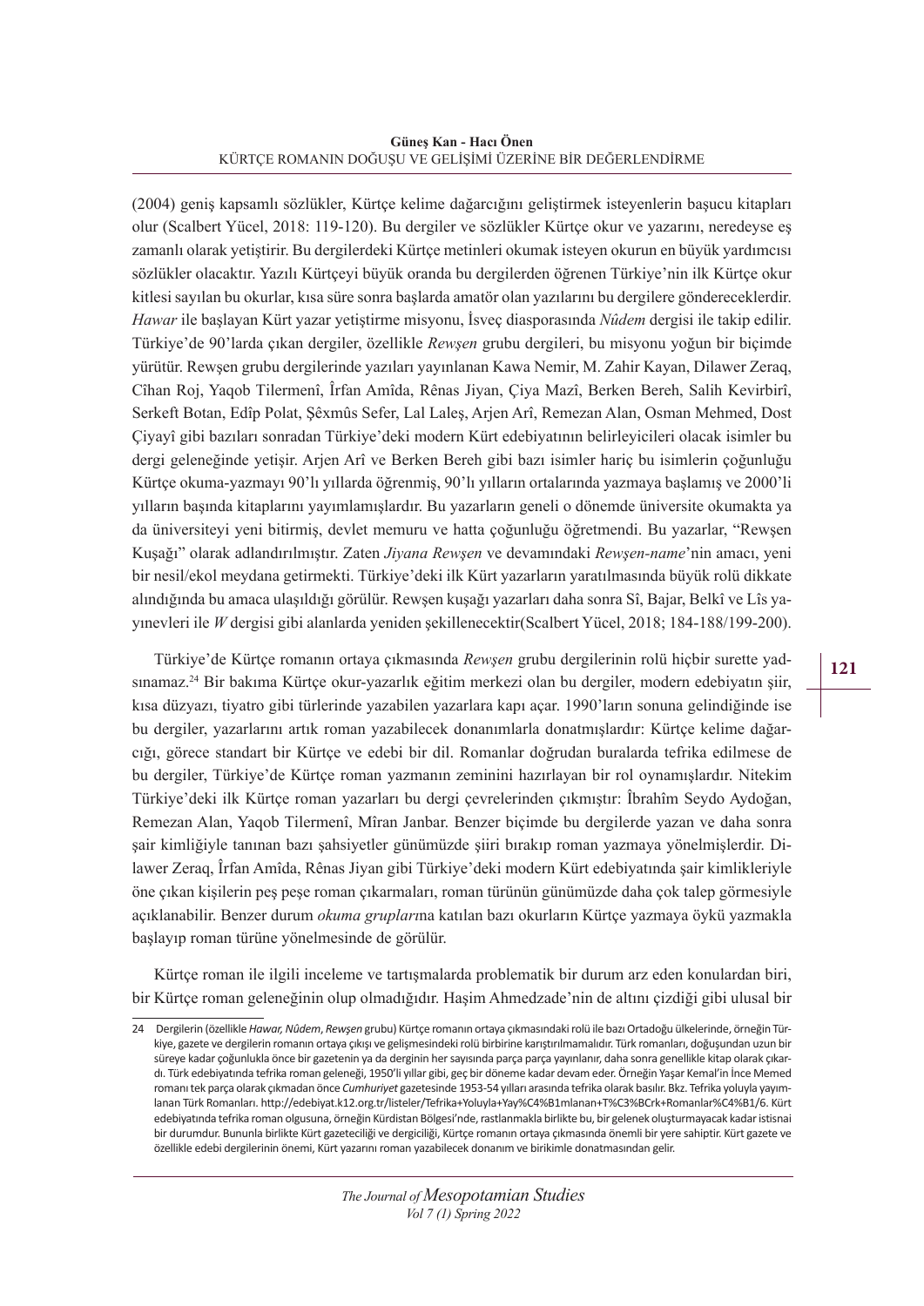(2004) geniş kapsamlı sözlükler, Kürtçe kelime dağarcığını geliştirmek isteyenlerin başucu kitapları olur (Scalbert Yücel, 2018: 119-120). Bu dergiler ve sözlükler Kürtçe okur ve yazarını, neredeyse eş zamanlı olarak yetiştirir. Bu dergilerdeki Kürtçe metinleri okumak isteyen okurun en büyük yardımcısı sözlükler olacaktır. Yazılı Kürtçeyi büyük oranda bu dergilerden öğrenen Türkiye'nin ilk Kürtçe okur kitlesi sayılan bu okurlar, kısa süre sonra başlarda amatör olan yazılarını bu dergilere göndereceklerdir. *Hawar* ile başlayan Kürt yazar yetiştirme misyonu, İsveç diasporasında *Nûdem* dergisi ile takip edilir. Türkiye'de 90'larda çıkan dergiler, özellikle *Rewşen* grubu dergileri, bu misyonu yoğun bir biçimde yürütür. Rewşen grubu dergilerinde yazıları yayınlanan Kawa Nemir, M. Zahir Kayan, Dilawer Zeraq, Cîhan Roj, Yaqob Tilermenî, Îrfan Amîda, Rênas Jiyan, Çiya Mazî, Berken Bereh, Salih Kevirbirî, Serkeft Botan, Edîp Polat, Şêxmûs Sefer, Lal Laleş, Arjen Arî, Remezan Alan, Osman Mehmed, Dost Çiyayî gibi bazıları sonradan Türkiye'deki modern Kürt edebiyatının belirleyicileri olacak isimler bu dergi geleneğinde yetişir. Arjen Arî ve Berken Bereh gibi bazı isimler hariç bu isimlerin çoğunluğu Kürtçe okuma-yazmayı 90'lı yıllarda öğrenmiş, 90'lı yılların ortalarında yazmaya başlamış ve 2000'li yılların başında kitaplarını yayımlamışlardır. Bu yazarların geneli o dönemde üniversite okumakta ya da üniversiteyi yeni bitirmiş, devlet memuru ve hatta çoğunluğu öğretmendi. Bu yazarlar, "Rewşen Kuşağı" olarak adlandırılmıştır. Zaten *Jiyana Rewşen* ve devamındaki *Rewşen-name*'nin amacı, yeni bir nesil/ekol meydana getirmekti. Türkiye'deki ilk Kürt yazarların yaratılmasında büyük rolü dikkate alındığında bu amaca ulaşıldığı görülür. Rewşen kuşağı yazarları daha sonra Sî, Bajar, Belkî ve Lîs yayınevleri ile *W* dergisi gibi alanlarda yeniden şekillenecektir(Scalbert Yücel, 2018; 184-188/199-200).

Türkiye'de Kürtçe romanın ortaya çıkmasında *Rewşen* grubu dergilerinin rolü hiçbir surette yadsınamaz.[24] Bir bakıma Kürtçe okur-yazarlık eğitim merkezi olan bu dergiler, modern edebiyatın şiir, kısa düzyazı, tiyatro gibi türlerinde yazabilen yazarlara kapı açar. 1990'ların sonuna gelindiğinde ise bu dergiler, yazarlarını artık roman yazabilecek donanımlarla donatmışlardır: Kürtçe kelime dağarcığı, görece standart bir Kürtçe ve edebi bir dil. Romanlar doğrudan buralarda tefrika edilmese de bu dergiler, Türkiye'de Kürtçe roman yazmanın zeminini hazırlayan bir rol oynamışlardır. Nitekim Türkiye'deki ilk Kürtçe roman yazarları bu dergi çevrelerinden çıkmıştır: Îbrahîm Seydo Aydoğan, Remezan Alan, Yaqob Tilermenî, Mîran Janbar. Benzer biçimde bu dergilerde yazan ve daha sonra şair kimliğiyle tanınan bazı şahsiyetler günümüzde şiiri bırakıp roman yazmaya yönelmişlerdir. Dilawer Zeraq, Îrfan Amîda, Rênas Jiyan gibi Türkiye'deki modern Kürt edebiyatında şair kimlikleriyle öne çıkan kişilerin peş peşe roman çıkarmaları, roman türünün günümüzde daha çok talep görmesiyle açıklanabilir. Benzer durum *okuma grupları*na katılan bazı okurların Kürtçe yazmaya öykü yazmakla başlayıp roman türüne yönelmesinde de görülür.

Kürtçe roman ile ilgili inceleme ve tartışmalarda problematik bir durum arz eden konulardan biri, bir Kürtçe roman geleneğinin olup olmadığıdır. Haşim Ahmedzade'nin de altını çizdiği gibi ulusal bir

---

24 Dergilerin (özellikle *Hawar, Nûdem, Rewşen* grubu) Kürtçe romanın ortaya çıkmasındaki rolü ile bazı Ortadoğu ülkelerinde, örneğin Türkiye, gazete ve dergilerin romanın ortaya çıkışı ve gelişmesindeki rolü birbirine karıştırılmamalıdır. Türk romanları, doğuşundan uzun bir süreye kadar çoğunlukla önce bir gazetenin ya da derginin her sayısında parça parça yayınlanır, daha sonra genellikle kitap olarak çıkardı. Türk edebiyatında tefrika roman geleneği, 1950'li yıllar gibi, geç bir döneme kadar devam eder. Örneğin Yaşar Kemal'in İnce Memed romanı tek parça olarak çıkmadan önce *Cumhuriyet* gazetesinde 1953-54 yılları arasında tefrika olarak basılır. Bkz. Tefrika yoluyla yayımlanan Türk Romanları. http://edebiyat.k12.org.tr/listeler/Tefrika+Yoluyla+Yay%C4%B1mlanan+T%C3%BCrk+Romanlar%C4%B1/6. Kürt edebiyatında tefrika roman olgusuna, örneğin Kürdistan Bölgesi'nde, rastlanmakla birlikte bu, bir gelenek oluşturmayacak kadar istisnai bir durumdur. Bununla birlikte Kürt gazeteciliği ve dergiciliği, Kürtçe romanın ortaya çıkmasında önemli bir yere sahiptir. Kürt gazete ve özellikle edebi dergilerinin önemi, Kürt yazarını roman yazabilecek donanım ve birikimle donatmasından gelir.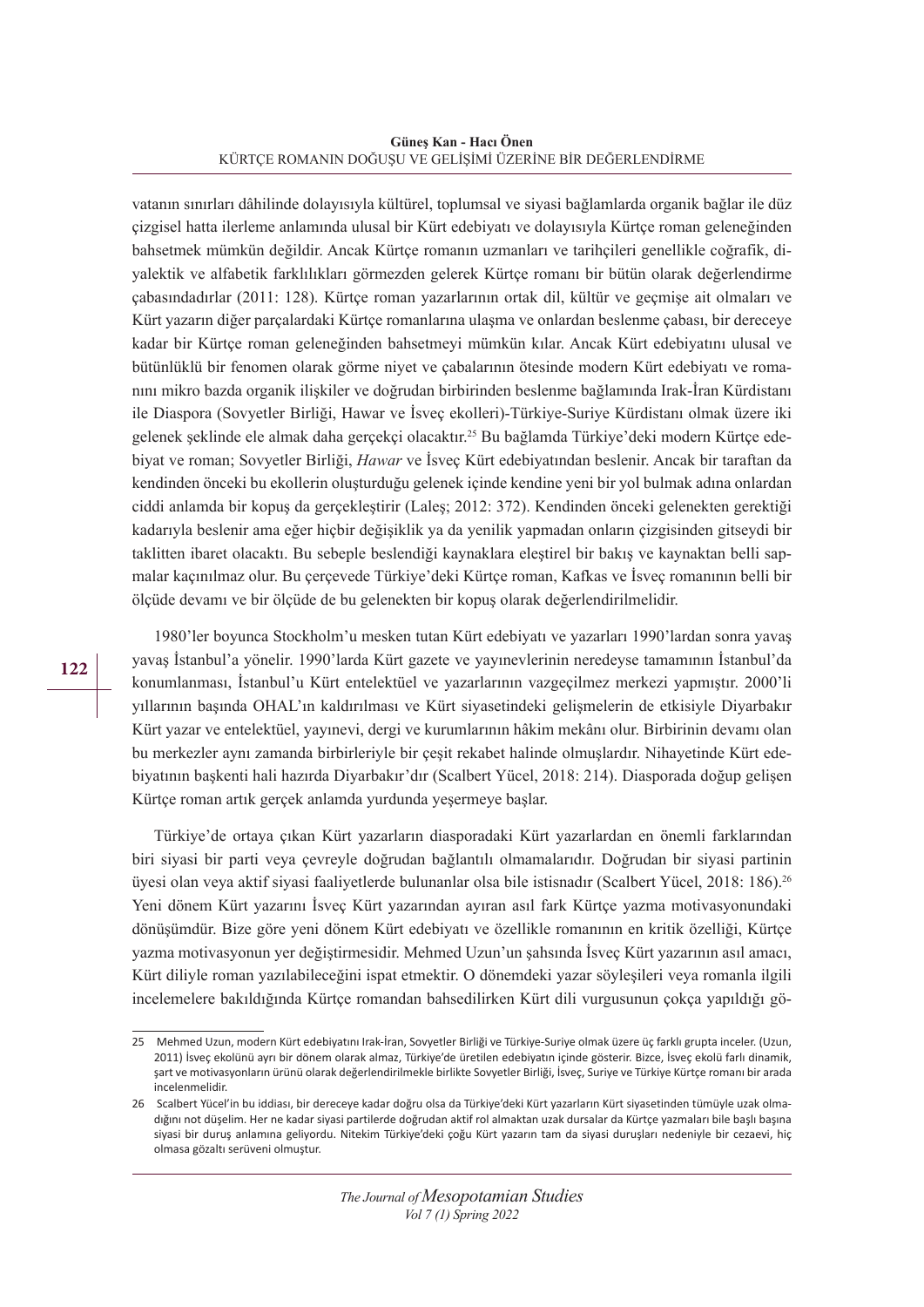vatanın sınırları dâhilinde dolayısıyla kültürel, toplumsal ve siyasi bağlamlarda organik bağlar ile düz çizgisel hatta ilerleme anlamında ulusal bir Kürt edebiyatı ve dolayısıyla Kürtçe roman geleneğinden bahsetmek mümkün değildir. Ancak Kürtçe romanın uzmanları ve tarihçileri genellikle coğrafik, diyalektik ve alfabetik farklılıkları görmezden gelerek Kürtçe romanı bir bütün olarak değerlendirme çabasındadırlar (2011: 128). Kürtçe roman yazarlarının ortak dil, kültür ve geçmişe ait olmaları ve Kürt yazarın diğer parçalardaki Kürtçe romanlarına ulaşma ve onlardan beslenme çabası, bir dereceye kadar bir Kürtçe roman geleneğinden bahsetmeyi mümkün kılar. Ancak Kürt edebiyatını ulusal ve bütünlüklü bir fenomen olarak görme niyet ve çabalarının ötesinde modern Kürt edebiyatı ve romanını mikro bazda organik ilişkiler ve doğrudan birbirinden beslenme bağlamında Irak-İran Kürdistanı ile Diaspora (Sovyetler Birliği, Hawar ve İsveç ekolleri)-Türkiye-Suriye Kürdistanı olmak üzere iki gelenek şeklinde ele almak daha gerçekçi olacaktır.[25] Bu bağlamda Türkiye'deki modern Kürtçe edebiyat ve roman; Sovyetler Birliği, *Hawar* ve İsveç Kürt edebiyatından beslenir. Ancak bir taraftan da kendinden önceki bu ekollerin oluşturduğu gelenek içinde kendine yeni bir yol bulmak adına onlardan ciddi anlamda bir kopuş da gerçekleştirir (Laleş; 2012: 372). Kendinden önceki gelenekten gerektiği kadarıyla beslenir ama eğer hiçbir değişiklik ya da yenilik yapmadan onların çizgisinden gitseydi bir taklitten ibaret olacaktı. Bu sebeple beslendiği kaynaklara eleştirel bir bakış ve kaynaktan belli sapmalar kaçınılmaz olur. Bu çerçevede Türkiye'deki Kürtçe roman, Kafkas ve İsveç romanının belli bir ölçüde devamı ve bir ölçüde de bu gelenekten bir kopuş olarak değerlendirilmelidir.

1980'ler boyunca Stockholm'u mesken tutan Kürt edebiyatı ve yazarları 1990'lardan sonra yavaş yavaş İstanbul'a yönelir. 1990'larda Kürt gazete ve yayınevlerinin neredeyse tamamının İstanbul'da konumlanması, İstanbul'u Kürt entelektüel ve yazarlarının vazgeçilmez merkezi yapmıştır. 2000'li yıllarının başında OHAL'ın kaldırılması ve Kürt siyasetindeki gelişmelerin de etkisiyle Diyarbakır Kürt yazar ve entelektüel, yayınevi, dergi ve kurumlarının hâkim mekânı olur. Birbirinin devamı olan bu merkezler aynı zamanda birbirleriyle bir çeşit rekabet halinde olmuşlardır. Nihayetinde Kürt edebiyatının başkenti hali hazırda Diyarbakır'dır (Scalbert Yücel, 2018: 214). Diasporada doğup gelişen Kürtçe roman artık gerçek anlamda yurdunda yeşermeye başlar.

Türkiye'de ortaya çıkan Kürt yazarların diasporadaki Kürt yazarlardan en önemli farklarından biri siyasi bir parti veya çevreyle doğrudan bağlantılı olmamalarıdır. Doğrudan bir siyasi partinin üyesi olan veya aktif siyasi faaliyetlerde bulunanlar olsa bile istisnadır (Scalbert Yücel, 2018: 186).[26] Yeni dönem Kürt yazarını İsveç Kürt yazarından ayıran asıl fark Kürtçe yazma motivasyonundaki dönüşümdür. Bize göre yeni dönem Kürt edebiyatı ve özellikle romanının en kritik özelliği, Kürtçe yazma motivasyonun yer değiştirmesidir. Mehmed Uzun'un şahsında İsveç Kürt yazarının asıl amacı, Kürt diliyle roman yazılabileceğini ispat etmektir. O dönemdeki yazar söyleşileri veya romanla ilgili incelemelere bakıldığında Kürtçe romandan bahsedilirken Kürt dili vurgusunun çokça yapıldığı gö-

---

25 Mehmed Uzun, modern Kürt edebiyatını Irak-İran, Sovyetler Birliği ve Türkiye-Suriye olmak üzere üç farklı grupta inceler. (Uzun, 2011) İsveç ekolünü ayrı bir dönem olarak almaz, Türkiye'de üretilen edebiyatın içinde gösterir. Bizce, İsveç ekolü farlı dinamik, şart ve motivasyonların ürünü olarak değerlendirilmekle birlikte Sovyetler Birliği, İsveç, Suriye ve Türkiye Kürtçe romanı bir arada incelenmelidir.

26 Scalbert Yücel'in bu iddiası, bir dereceye kadar doğru olsa da Türkiye'deki Kürt yazarların Kürt siyasetinden tümüyle uzak olmadığını not düşelim. Her ne kadar siyasi partilerde doğrudan aktif rol almaktan uzak dursalar da Kürtçe yazmaları bile başlı başına siyasi bir duruş anlamına geliyordu. Nitekim Türkiye'deki çoğu Kürt yazarın tam da siyasi duruşları nedeniyle bir cezaevi, hiç olmasa gözaltı serüveni olmuştur.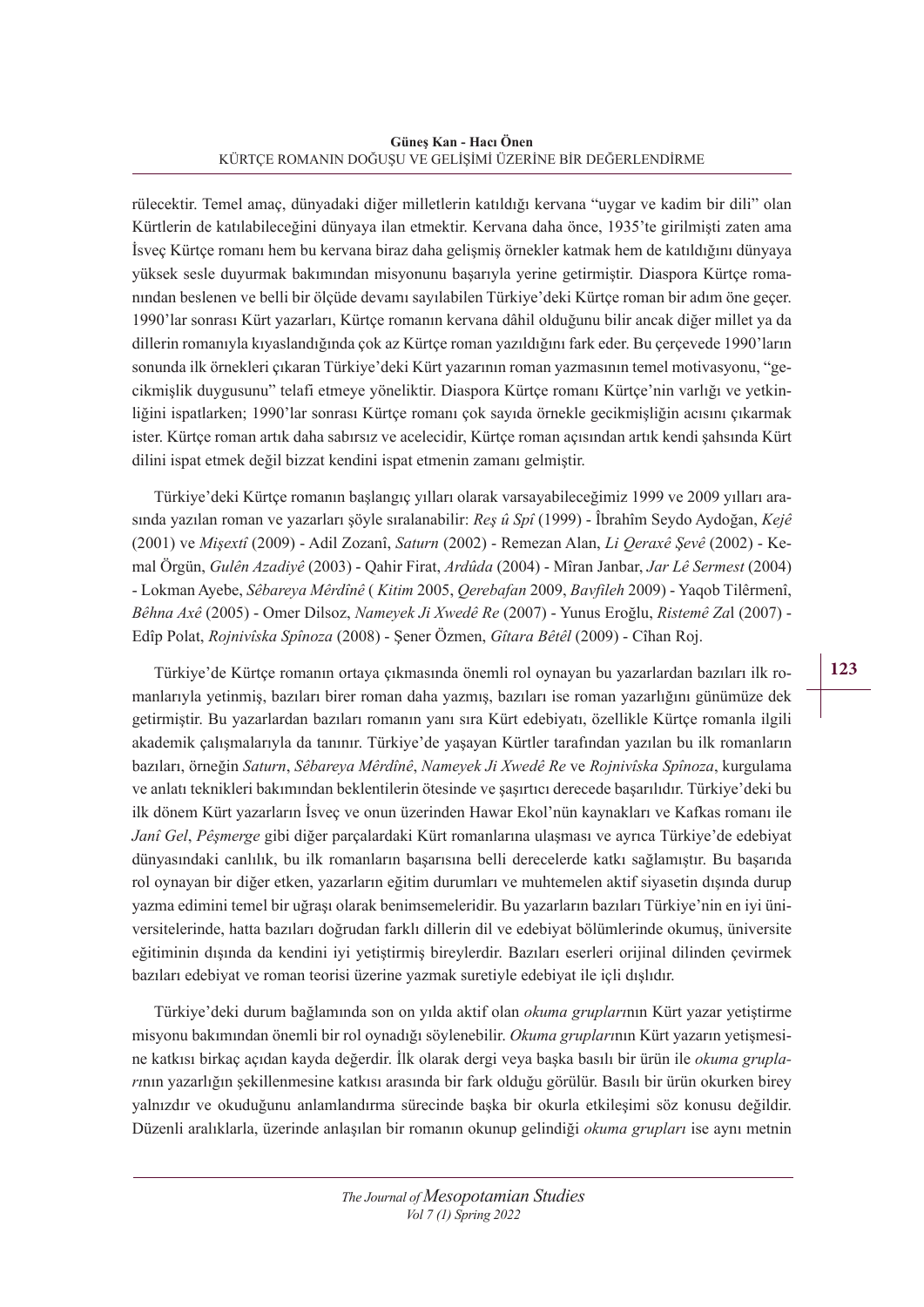rülecektir. Temel amaç, dünyadaki diğer milletlerin katıldığı kervana "uygar ve kadim bir dili" olan Kürtlerin de katılabileceğini dünyaya ilan etmektir. Kervana daha önce, 1935'te girilmişti zaten ama İsveç Kürtçe romanı hem bu kervana biraz daha gelişmiş örnekler katmak hem de katıldığını dünyaya yüksek sesle duyurmak bakımından misyonunu başarıyla yerine getirmiştir. Diaspora Kürtçe romanından beslenen ve belli bir ölçüde devamı sayılabilen Türkiye'deki Kürtçe roman bir adım öne geçer. 1990'lar sonrası Kürt yazarları, Kürtçe romanın kervana dâhil olduğunu bilir ancak diğer millet ya da dillerin romanıyla kıyaslandığında çok az Kürtçe roman yazıldığını fark eder. Bu çerçevede 1990'ların sonunda ilk örnekleri çıkaran Türkiye'deki Kürt yazarının roman yazmasının temel motivasyonu, "gecikmişlik duygusunu" telafi etmeye yöneliktir. Diaspora Kürtçe romanı Kürtçe'nin varlığı ve yetkinliğini ispatlarken; 1990'lar sonrası Kürtçe romanı çok sayıda örnekle gecikmişliğin acısını çıkarmak ister. Kürtçe roman artık daha sabırsız ve acelecidir, Kürtçe roman açısından artık kendi şahsında Kürt dilini ispat etmek değil bizzat kendini ispat etmenin zamanı gelmiştir.

Türkiye'deki Kürtçe romanın başlangıç yılları olarak varsayabileceğimiz 1999 ve 2009 yılları arasında yazılan roman ve yazarları şöyle sıralanabilir: *Reş û Spî* (1999) - Îbrahîm Seydo Aydoğan, *Kejê* (2001) ve *Mişextî* (2009) - Adil Zozanî, *Saturn* (2002) - Remezan Alan, *Li Qeraxê Şevê* (2002) - Kemal Örgün, *Gulên Azadiyê* (2003) - Qahir Firat, *Ardûda* (2004) - Mîran Janbar, *Jar Lê Sermest* (2004) - Lokman Ayebe, *Sêbareya Mêrdînê* ( *Kitim* 2005, *Qerebafan* 2009, *Bavfileh* 2009) - Yaqob Tilêrmenî, *Bêhna Axê* (2005) - Omer Dilsoz, *Nameyek Ji Xwedê Re* (2007) - Yunus Eroğlu, *Ristemê Za*l (2007) - Edîp Polat, *Rojnivîska Spînoza* (2008) - Şener Özmen, *Gîtara Bêtêl* (2009) - Cîhan Roj.

Türkiye'de Kürtçe romanın ortaya çıkmasında önemli rol oynayan bu yazarlardan bazıları ilk romanlarıyla yetinmiş, bazıları birer roman daha yazmış, bazıları ise roman yazarlığını günümüze dek getirmiştir. Bu yazarlardan bazıları romanın yanı sıra Kürt edebiyatı, özellikle Kürtçe romanla ilgili akademik çalışmalarıyla da tanınır. Türkiye'de yaşayan Kürtler tarafından yazılan bu ilk romanların bazıları, örneğin *Saturn*, *Sêbareya Mêrdînê*, *Nameyek Ji Xwedê Re* ve *Rojnivîska Spînoza*, kurgulama ve anlatı teknikleri bakımından beklentilerin ötesinde ve şaşırtıcı derecede başarılıdır. Türkiye'deki bu ilk dönem Kürt yazarların İsveç ve onun üzerinden Hawar Ekol'nün kaynakları ve Kafkas romanı ile *Janî Gel*, *Pêşmerge* gibi diğer parçalardaki Kürt romanlarına ulaşması ve ayrıca Türkiye'de edebiyat dünyasındaki canlılık, bu ilk romanların başarısına belli derecelerde katkı sağlamıştır. Bu başarıda rol oynayan bir diğer etken, yazarların eğitim durumları ve muhtemelen aktif siyasetin dışında durup yazma edimini temel bir uğraşı olarak benimsemeleridir. Bu yazarların bazıları Türkiye'nin en iyi üniversitelerinde, hatta bazıları doğrudan farklı dillerin dil ve edebiyat bölümlerinde okumuş, üniversite eğitiminin dışında da kendini iyi yetiştirmiş bireylerdir. Bazıları eserleri orijinal dilinden çevirmek bazıları edebiyat ve roman teorisi üzerine yazmak suretiyle edebiyat ile içli dışlıdır.

Türkiye'deki durum bağlamında son on yılda aktif olan *okuma grupları*nın Kürt yazar yetiştirme misyonu bakımından önemli bir rol oynadığı söylenebilir. *Okuma grupları*nın Kürt yazarın yetişmesine katkısı birkaç açıdan kayda değerdir. İlk olarak dergi veya başka basılı bir ürün ile *okuma grupları*nın yazarlığın şekillenmesine katkısı arasında bir fark olduğu görülür. Basılı bir ürün okurken birey yalnızdır ve okuduğunu anlamlandırma sürecinde başka bir okurla etkileşimi söz konusu değildir. Düzenli aralıklarla, üzerinde anlaşılan bir romanın okunup gelindiği *okuma grupları* ise aynı metnin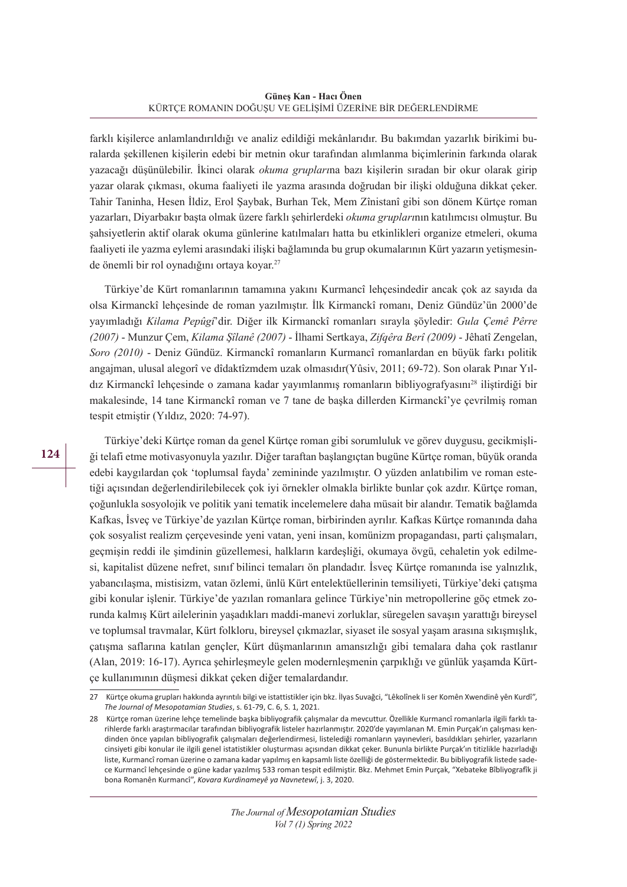farklı kişilerce anlamlandırıldığı ve analiz edildiği mekânlarıdır. Bu bakımdan yazarlık birikimi buralarda şekillenen kişilerin edebi bir metnin okur tarafından alımlanma biçimlerinin farkında olarak yazacağı düşünülebilir. İkinci olarak *okuma grupları*na bazı kişilerin sıradan bir okur olarak girip yazar olarak çıkması, okuma faaliyeti ile yazma arasında doğrudan bir ilişki olduğuna dikkat çeker. Tahir Taninha, Hesen İldiz, Erol Şaybak, Burhan Tek, Mem Zînistanî gibi son dönem Kürtçe roman yazarları, Diyarbakır başta olmak üzere farklı şehirlerdeki *okuma grupları*nın katılımcısı olmuştur. Bu şahsiyetlerin aktif olarak okuma günlerine katılmaları hatta bu etkinlikleri organize etmeleri, okuma faaliyeti ile yazma eylemi arasındaki ilişki bağlamında bu grup okumalarının Kürt yazarın yetişmesinde önemli bir rol oynadığını ortaya koyar.[27]

Türkiye'de Kürt romanlarının tamamına yakını Kurmancî lehçesindedir ancak çok az sayıda da olsa Kirmanckî lehçesinde de roman yazılmıştır. İlk Kirmanckî romanı, Deniz Gündüz'ün 2000'de yayımladığı *Kilama Pepûgî*'dir. Diğer ilk Kirmanckî romanları sırayla şöyledir: *Gula Çemê Pêrre (2007)* - Munzur Çem, *Kilama Şîlanê (2007)* - İlhami Sertkaya, *Zifqêra Berî (2009)* - Jêhatî Zengelan, *Soro (2010)* - Deniz Gündüz. Kirmanckî romanların Kurmancî romanlardan en büyük farkı politik angajman, ulusal alegorî ve dîdaktîzmdem uzak olmasıdır(Yûsiv, 2011; 69-72). Son olarak Pınar Yıldız Kirmanckî lehçesinde o zamana kadar yayımlanmış romanların bibliyografyasını[28] iliştirdiği bir makalesinde, 14 tane Kirmanckî roman ve 7 tane de başka dillerden Kirmanckî'ye çevrilmiş roman tespit etmiştir (Yıldız, 2020: 74-97).

Türkiye'deki Kürtçe roman da genel Kürtçe roman gibi sorumluluk ve görev duygusu, gecikmişliği telafi etme motivasyonuyla yazılır. Diğer taraftan başlangıçtan bugüne Kürtçe roman, büyük oranda edebi kaygılardan çok 'toplumsal fayda' zemininde yazılmıştır. O yüzden anlatıbilim ve roman estetiği açısından değerlendirilebilecek çok iyi örnekler olmakla birlikte bunlar çok azdır. Kürtçe roman, çoğunlukla sosyolojik ve politik yani tematik incelemelere daha müsait bir alandır. Tematik bağlamda Kafkas, İsveç ve Türkiye'de yazılan Kürtçe roman, birbirinden ayrılır. Kafkas Kürtçe romanında daha çok sosyalist realizm çerçevesinde yeni vatan, yeni insan, komünizm propagandası, parti çalışmaları, geçmişin reddi ile şimdinin güzellemesi, halkların kardeşliği, okumaya övgü, cehaletin yok edilmesi, kapitalist düzene nefret, sınıf bilinci temaları ön plandadır. İsveç Kürtçe romanında ise yalnızlık, yabancılaşma, mistisizm, vatan özlemi, ünlü Kürt entelektüellerinin temsiliyeti, Türkiye'deki çatışma gibi konular işlenir. Türkiye'de yazılan romanlara gelince Türkiye'nin metropollerine göç etmek zorunda kalmış Kürt ailelerinin yaşadıkları maddi-manevi zorluklar, süregelen savaşın yarattığı bireysel ve toplumsal travmalar, Kürt folkloru, bireysel çıkmazlar, siyaset ile sosyal yaşam arasına sıkışmışlık, çatışma saflarına katılan gençler, Kürt düşmanlarının amansızlığı gibi temalara daha çok rastlanır (Alan, 2019: 16-17). Ayrıca şehirleşmeyle gelen modernleşmenin çarpıklığı ve günlük yaşamda Kürtçe kullanımının düşmesi dikkat çeken diğer temalardandır.

---

27 Kürtçe okuma grupları hakkında ayrıntılı bilgi ve istatistikler için bkz. İlyas Suvağci, "Lêkolînek li ser Komên Xwendinê yên Kurdî", *The Journal of Mesopotamian Studies*, s. 61-79, C. 6, S. 1, 2021.

28 Kürtçe roman üzerine lehçe temelinde başka bibliyografik çalışmalar da mevcuttur. Özellikle Kurmancî romanlarla ilgili farklı tarihlerde farklı araştırmacılar tarafından bibliyografik listeler hazırlanmıştır. 2020'de yayımlanan M. Emin Purçak'ın çalışması kendinden önce yapılan bibliyografik çalışmaları değerlendirmesi, listelediği romanların yayınevleri, basıldıkları şehirler, yazarların cinsiyeti gibi konular ile ilgili genel istatistikler oluşturması açısından dikkat çeker. Bununla birlikte Purçak'ın titizlikle hazırladığı liste, Kurmancî roman üzerine o zamana kadar yapılmış en kapsamlı liste özelliği de göstermektedir. Bu bibliyografik listede sadece Kurmancî lehçesinde o güne kadar yazılmış 533 roman tespit edilmiştir. Bkz. Mehmet Emin Purçak, "Xebateke Bîbliyografîk ji bona Romanên Kurmancî", *Kovara Kurdinameyê ya Navnetewî*, j. 3, 2020.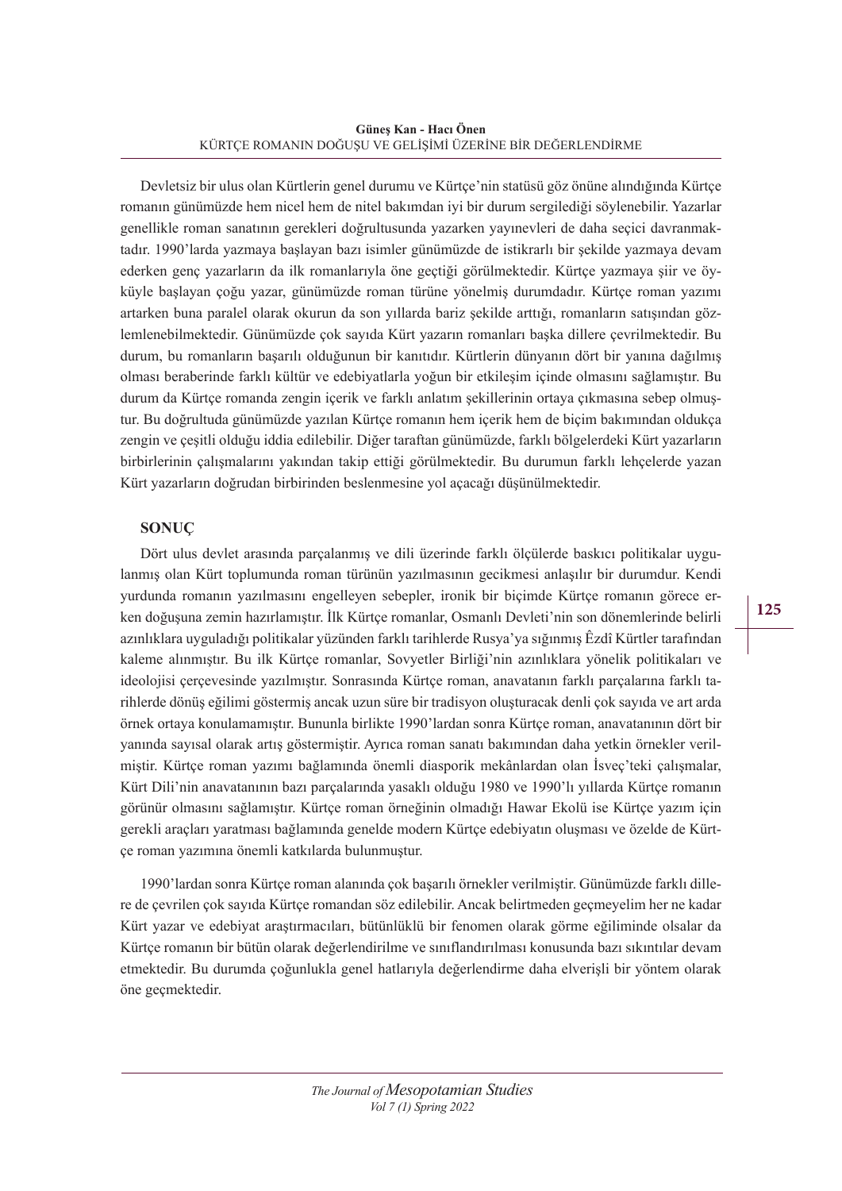Devletsiz bir ulus olan Kürtlerin genel durumu ve Kürtçe'nin statüsü göz önüne alındığında Kürtçe romanın günümüzde hem nicel hem de nitel bakımından iyi bir durum sergilediği söylenebilir. Yazarlar genellikle roman sanatının gerekleri doğrultusunda yazarken yayınevleri de daha seçici davranmaktadır. 1990'larda yazmaya başlayan bazı isimler günümüzde de istikrarlı bir şekilde yazmaya devam ederken genç yazarların da ilk romanlarıyla öne geçtiği görülmektedir. Kürtçe yazmaya şiir ve öyküyle başlayan çoğu yazar, günümüzde roman türüne yönelmiş durumdadır. Kürtçe roman yazımı artarken buna paralel olarak okurun da son yıllarda bariz şekilde arttığı, romanların satışından gözlemlenebilmektedir. Günümüzde çok sayıda Kürt yazarın romanları başka dillere çevrilmektedir. Bu durum, bu romanların başarılı olduğunun bir kanıtıdır. Kürtlerin dünyanın dört bir yanına dağılmış olması beraberinde farklı kültür ve edebiyatlarla yoğun bir etkileşim içinde olmasını sağlamıştır. Bu durum da Kürtçe romanda zengin içerik ve farklı anlatım şekillerinin ortaya çıkmasına sebep olmuştur. Bu doğrultuda günümüzde yazılan Kürtçe romanın hem içerik hem de biçim bakımından oldukça zengin ve çeşitli olduğu iddia edilebilir. Diğer taraftan günümüzde, farklı bölgelerdeki Kürt yazarların birbirlerinin çalışmalarını yakından takip ettiği görülmektedir. Bu durumun farklı lehçelerde yazan Kürt yazarların doğrudan birbirinden beslenmesine yol açacağı düşünülmektedir.

## SONUÇ

Dört ulus devlet arasında parçalanmış ve dili üzerinde farklı ölçülerde baskıcı politikalar uygulanmış olan Kürt toplumunda roman türünün yazılmasının gecikmesi anlaşılır bir durumdur. Kendi yurdunda romanın yazılmasını engelleyen sebepler, ironik bir biçimde Kürtçe romanın görece erken doğuşuna zemin hazırlamıştır. İlk Kürtçe romanlar, Osmanlı Devleti'nin son dönemlerinde belirli azınlıklara uyguladığı politikalar yüzünden farklı tarihlerde Rusya'ya sığınmış Êzdî Kürtler tarafından kaleme alınmıştır. Bu ilk Kürtçe romanlar, Sovyetler Birliği'nin azınlıklara yönelik politikaları ve ideolojisi çerçevesinde yazılmıştır. Sonrasında Kürtçe roman, anavatanın farklı parçalarına farklı tarihlerde dönüş eğilimi göstermiş ancak uzun süre bir tradisyon oluşturacak denli çok sayıda ve art arda örnek ortaya konulamamıştır. Bununla birlikte 1990'lardan sonra Kürtçe roman, anavatanının dört bir yanında sayısal olarak artış göstermiştir. Ayrıca roman sanatı bakımından daha yetkin örnekler verilmiştir. Kürtçe roman yazımı bağlamında önemli diasporik mekânlardan olan İsveç'teki çalışmalar, Kürt Dili'nin anavatanının bazı parçalarında yasaklı olduğu 1980 ve 1990'lı yıllarda Kürtçe romanın görünür olmasını sağlamıştır. Kürtçe roman örneğinin olmadığı Hawar Ekolü ise Kürtçe yazım için gerekli araçları yaratması bağlamında genelde modern Kürtçe edebiyatın oluşması ve özelde de Kürtçe roman yazımına önemli katkılarda bulunmuştur.

1990'lardan sonra Kürtçe roman alanında çok başarılı örnekler verilmiştir. Günümüzde farklı dillere de çevrilen çok sayıda Kürtçe romandan söz edilebilir. Ancak belirtmeden geçmeyelim her ne kadar Kürt yazar ve edebiyat araştırmacıları, bütünlüklü bir fenomen olarak görme eğiliminde olsalar da Kürtçe romanın bir bütün olarak değerlendirilme ve sınıflandırılması konusunda bazı sıkıntılar devam etmektedir. Bu durumda çoğunlukla genel hatlarıyla değerlendirme daha elverişli bir yöntem olarak öne geçmektedir.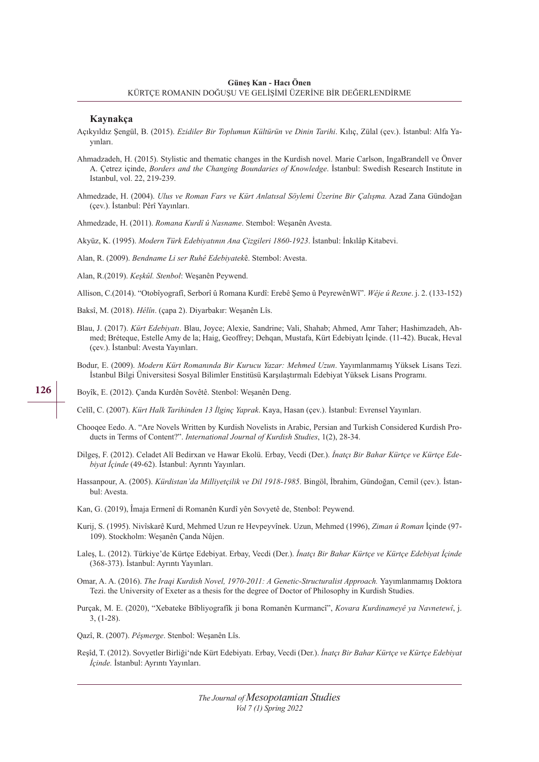### Kaynakça

Açıkyıldız Şengül, B. (2015). *Ezidiler Bir Toplumun Kültürün ve Dinin Tarihi*. Kılıç, Zülal (çev.). İstanbul: Alfa Yayınları.

Ahmadzadeh, H. (2015). Stylistic and thematic changes in the Kurdish novel. Marie Carlson, IngaBrandell ve Önver A. Çetrez içinde, *Borders and the Changing Boundaries of Knowledge*. İstanbul: Swedish Research Institute in Istanbul, vol. 22, 219-239.

Ahmedzade, H. (2004). *Ulus ve Roman Fars ve Kürt Anlatısal Söylemi Üzerine Bir Çalışma.* Azad Zana Gündoğan (çev.). İstanbul: Pêrî Yayınları.

Ahmedzade, H. (2011). *Romana Kurdî û Nasname*. Stembol: Weşanên Avesta.

Akyüz, K. (1995). *Modern Türk Edebiyatının Ana Çizgileri 1860-1923*. İstanbul: İnkılâp Kitabevi.

Alan, R. (2009). *Bendname Li ser Ruhê Edebiyatek*ê. Stembol: Avesta.

Alan, R.(2019). *Keşkûl. Stenbol*: Weşanên Peywend.

Allison, C.(2014). "Otobîyografî, Serborî û Romana Kurdî: Erebê Şemo û PeyrewênWî". *Wêje û Rexne*. j. 2. (133-152)

Baksî, M. (2018). *Hêlîn*. (çapa 2). Diyarbakır: Weşanên Lîs.

Blau, J. (2017). *Kürt Edebiyatı*. Blau, Joyce; Alexie, Sandrine; Vali, Shahab; Ahmed, Amr Taher; Hashimzadeh, Ahmed; Bréteque, Estelle Amy de la; Haig, Geoffrey; Dehqan, Mustafa, Kürt Edebiyatı İçinde. (11-42). Bucak, Heval (çev.). İstanbul: Avesta Yayınları.

Bodur, E. (2009). *Modern Kürt Romanında Bir Kurucu Yazar: Mehmed Uzun*. Yayımlanmamış Yüksek Lisans Tezi. İstanbul Bilgi Üniversitesi Sosyal Bilimler Enstitüsü Karşılaştırmalı Edebiyat Yüksek Lisans Programı.

Boyîk, E. (2012). Çanda Kurdên Sovêtê. Stenbol: Weşanên Deng.

Celîl, C. (2007). *Kürt Halk Tarihinden 13 İlginç Yaprak*. Kaya, Hasan (çev.). İstanbul: Evrensel Yayınları.

Chooqee Eedo. A. "Are Novels Written by Kurdish Novelists in Arabic, Persian and Turkish Considered Kurdish Products in Terms of Content?". *International Journal of Kurdish Studies*, 1(2), 28-34.

Dilgeş, F. (2012). Celadet Alî Bedirxan ve Hawar Ekolü. Erbay, Vecdi (Der.). *İnatçı Bir Bahar Kürtçe ve Kürtçe Edebiyat İçinde* (49-62). İstanbul: Ayrıntı Yayınları.

Hassanpour, A. (2005). *Kürdistan'da Milliyetçilik ve Dil 1918-1985*. Bingöl, İbrahim, Gündoğan, Cemil (çev.). İstanbul: Avesta.

Kan, G. (2019), Îmaja Ermenî di Romanên Kurdî yên Sovyetê de, Stenbol: Peywend.

Kurij, S. (1995). Nivîskarê Kurd, Mehmed Uzun re Hevpeyvînek. Uzun, Mehmed (1996), *Ziman û Roman* İçinde (97-109). Stockholm: Weşanên Çanda Nûjen.

Laleş, L. (2012). Türkiye'de Kürtçe Edebiyat. Erbay, Vecdi (Der.). *İnatçı Bir Bahar Kürtçe ve Kürtçe Edebiyat İçinde* (368-373). İstanbul: Ayrıntı Yayınları.

Omar, A. A. (2016). *The Iraqi Kurdish Novel, 1970-2011: A Genetic-Structuralist Approach.* Yayımlanmamış Doktora Tezi. the University of Exeter as a thesis for the degree of Doctor of Philosophy in Kurdish Studies.

Purçak, M. E. (2020), "Xebateke Bîbliyografîk ji bona Romanên Kurmancî", *Kovara Kurdinameyê ya Navnetewî*, j. 3, (1-28).

Qazî, R. (2007). *Pêşmerge*. Stenbol: Weşanên Lîs.

Reşîd, T. (2012). Sovyetler Birliği'nde Kürt Edebiyatı. Erbay, Vecdi (Der.). *İnatçı Bir Bahar Kürtçe ve Kürtçe Edebiyat İçinde.* İstanbul: Ayrıntı Yayınları.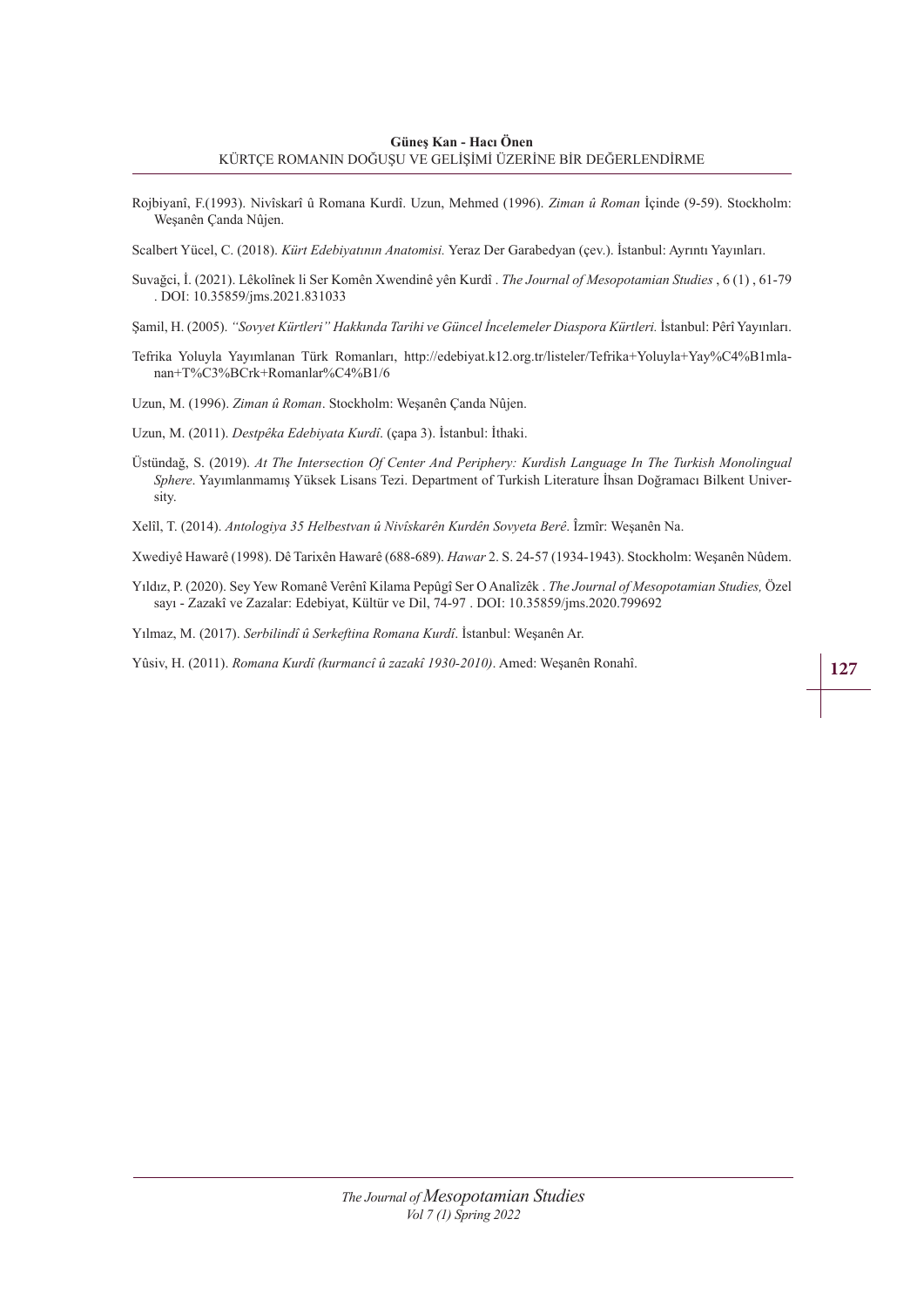Rojbiyanî, F.(1993). Nivîskarî û Romana Kurdî. Uzun, Mehmed (1996). *Ziman û Roman* İçinde (9-59). Stockholm: Weşanên Çanda Nûjen.

Scalbert Yücel, C. (2018). *Kürt Edebiyatının Anatomisi.* Yeraz Der Garabedyan (çev.). İstanbul: Ayrıntı Yayınları.

Suvağci, İ. (2021). Lêkolînek li Ser Komên Xwendinê yên Kurdî . *The Journal of Mesopotamian Studies* , 6 (1) , 61-79 . DOI: 10.35859/jms.2021.831033

Şamil, H. (2005). *"Sovyet Kürtleri" Hakkında Tarihi ve Güncel İncelemeler Diaspora Kürtleri.* İstanbul: Pêrî Yayınları.

Tefrika Yoluyla Yayımlanan Türk Romanları, http://edebiyat.k12.org.tr/listeler/Tefrika+Yoluyla+Yay%C4%B1mlanan+T%C3%BCrk+Romanlar%C4%B1/6

Uzun, M. (1996). *Ziman û Roman*. Stockholm: Weşanên Çanda Nûjen.

Uzun, M. (2011). *Destpêka Edebiyata Kurdî*. (çapa 3). İstanbul: İthaki.

Üstündağ, S. (2019). *At The Intersection Of Center And Periphery: Kurdish Language In The Turkish Monolingual Sphere*. Yayımlanmamış Yüksek Lisans Tezi. Department of Turkish Literature İhsan Doğramacı Bilkent University.

Xelîl, T. (2014). *Antologiya 35 Helbestvan û Nivîskarên Kurdên Sovyeta Berê*. Îzmîr: Weşanên Na.

Xwediyê Hawarê (1998). Dê Tarixên Hawarê (688-689). *Hawar* 2. S. 24-57 (1934-1943). Stockholm: Weşanên Nûdem.

Yıldız, P. (2020). Sey Yew Romanê Verênî Kilama Pepûgî Ser O Analîzêk . *The Journal of Mesopotamian Studies,* Özel sayı - Zazakî ve Zazalar: Edebiyat, Kültür ve Dil, 74-97 . DOI: 10.35859/jms.2020.799692

Yılmaz, M. (2017). *Serbilindî û Serkeftina Romana Kurdî*. İstanbul: Weşanên Ar.

Yûsiv, H. (2011). *Romana Kurdî (kurmancî û zazakî 1930-2010)*. Amed: Weşanên Ronahî.